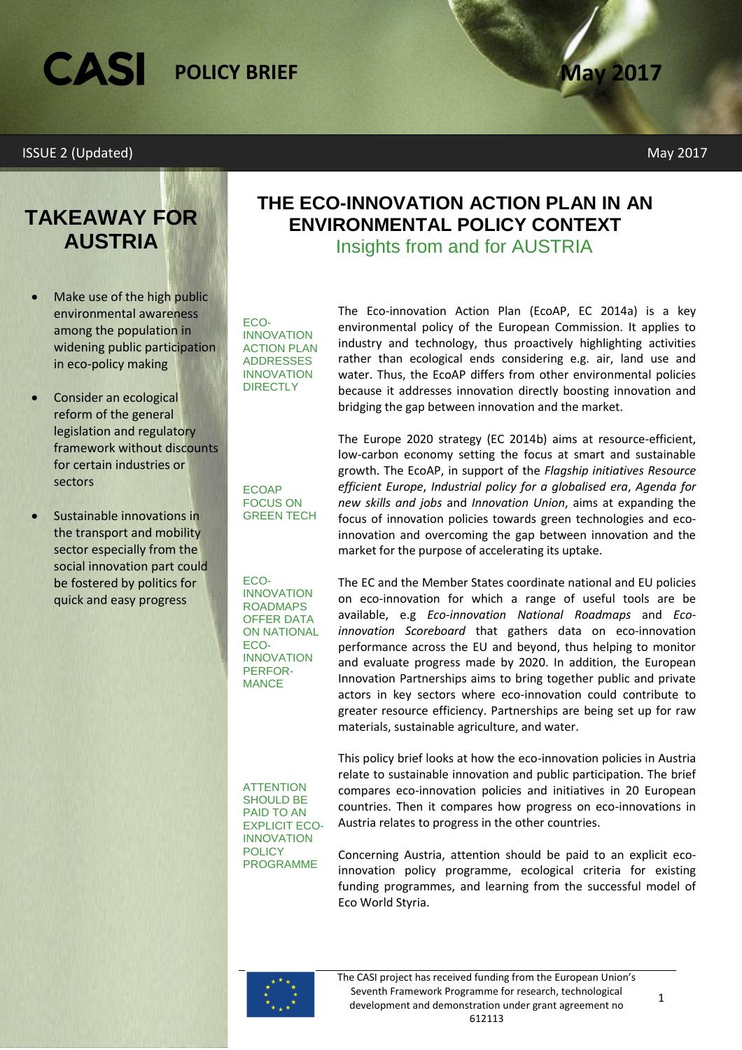CASI **POLICY BRIEF** May 2017

ISSUE 2 (Updated) May 2017

## TAKEAWAY FOR AUSTRIA

- Make use of the high public environmental awareness among the population in widening public participation in eco-policy making
- Consider an ecological reform of the general legislation and regulatory framework without discounts for certain industries or sectors
- Sustainable innovations in the transport and mobility sector especially from the social innovation part could be fostered by politics for quick and easy progress

# THE ECO-INNOVATION ACTION PLAN IN AN ENVIRONMENTAL POLICY CONTEXT

## Insights from and for AUSTRIA

ECO-INNOVATION ACTION PLAN ADDRESSES INNOVATION DIRECTLY

The Eco-innovation Action Plan (EcoAP, EC 2014a) is a key environmental policy of the European Commission. It applies to industry and technology, thus proactively highlighting activities rather than ecological ends considering e.g. air, land use and water. Thus, the EcoAP differs from other environmental policies because it addresses innovation directly boosting innovation and bridging the gap between innovation and the market.

ECOAP FOCUS ON GREEN TECH

The Europe 2020 strategy (EC 2014b) aims at resource-efficient, low-carbon economy setting the focus at smart and sustainable growth. The EcoAP, in support of the *Flagship initiatives Resource efficient Europe*, *Industrial policy for a globalised era*, *Agenda for new skills and jobs* and *Innovation Union*, aims at expanding the focus of innovation policies towards green technologies and eco-innovation and overcoming the gap between innovation and the market for the purpose of accelerating its uptake.

ECO-INNOVATION ROADMAPS OFFER DATA ON NATIONAL ECO-INNOVATION PERFOR-MANCE

The EC and the Member States coordinate national and EU policies on eco-innovation for which a range of useful tools are be available, e.g *Eco-innovation National Roadmaps* and *Eco-innovation Scoreboard* that gathers data on eco-innovation performance across the EU and beyond, thus helping to monitor and evaluate progress made by 2020. In addition, the European Innovation Partnerships aims to bring together public and private actors in key sectors where eco-innovation could contribute to greater resource efficiency. Partnerships are being set up for raw materials, sustainable agriculture, and water.

This policy brief looks at how the eco-innovation policies in Austria relate to sustainable innovation and public participation. The brief compares eco-innovation policies and initiatives in 20 European countries. Then it compares how progress on eco-innovations in Austria relates to progress in the other countries.

ATTENTION SHOULD BE PAID TO AN EXPLICIT ECO-INNOVATION POLICY PROGRAMME

Concerning Austria, attention should be paid to an explicit eco-innovation policy programme, ecological criteria for existing funding programmes, and learning from the successful model of Eco World Styria.

The CASI project has received funding from the European Union's Seventh Framework Programme for research, technological development and demonstration under grant agreement no 612113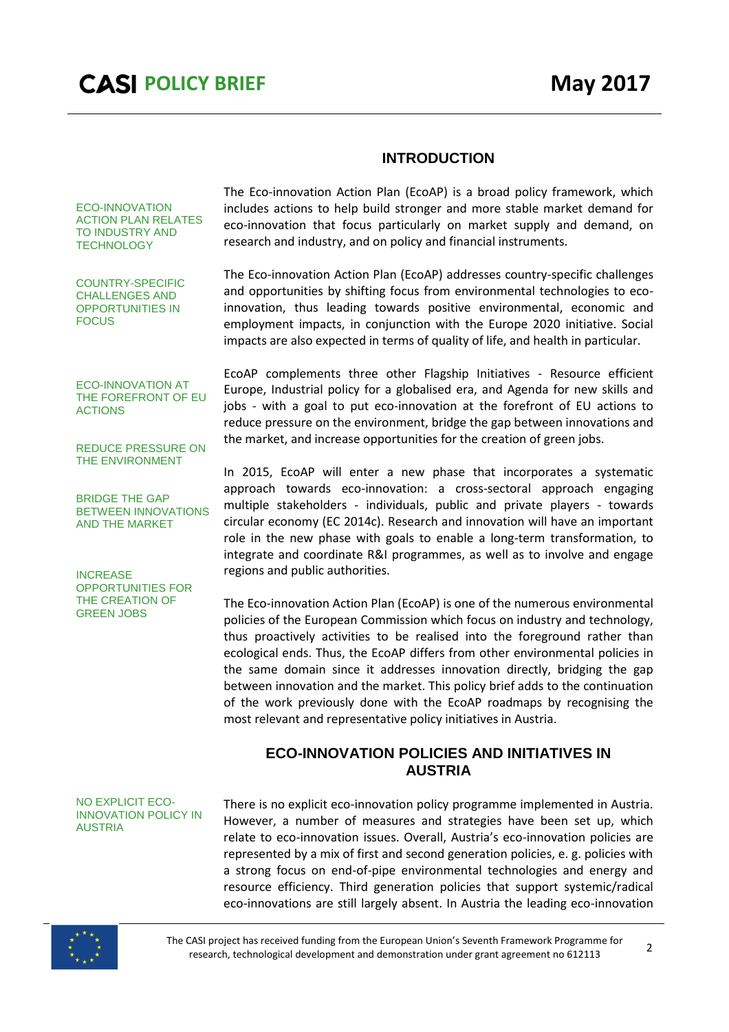## INTRODUCTION

ECO-INNOVATION ACTION PLAN RELATES TO INDUSTRY AND TECHNOLOGY

The Eco-innovation Action Plan (EcoAP) is a broad policy framework, which includes actions to help build stronger and more stable market demand for eco-innovation that focus particularly on market supply and demand, on research and industry, and on policy and financial instruments.

COUNTRY-SPECIFIC CHALLENGES AND OPPORTUNITIES IN FOCUS

The Eco-innovation Action Plan (EcoAP) addresses country-specific challenges and opportunities by shifting focus from environmental technologies to eco-innovation, thus leading towards positive environmental, economic and employment impacts, in conjunction with the Europe 2020 initiative. Social impacts are also expected in terms of quality of life, and health in particular.

ECO-INNOVATION AT THE FOREFRONT OF EU ACTIONS

REDUCE PRESSURE ON THE ENVIRONMENT

BRIDGE THE GAP BETWEEN INNOVATIONS AND THE MARKET

INCREASE OPPORTUNITIES FOR THE CREATION OF GREEN JOBS

EcoAP complements three other Flagship Initiatives - Resource efficient Europe, Industrial policy for a globalised era, and Agenda for new skills and jobs - with a goal to put eco-innovation at the forefront of EU actions to reduce pressure on the environment, bridge the gap between innovations and the market, and increase opportunities for the creation of green jobs.

In 2015, EcoAP will enter a new phase that incorporates a systematic approach towards eco-innovation: a cross-sectoral approach engaging multiple stakeholders - individuals, public and private players - towards circular economy (EC 2014c). Research and innovation will have an important role in the new phase with goals to enable a long-term transformation, to integrate and coordinate R&I programmes, as well as to involve and engage regions and public authorities.

The Eco-innovation Action Plan (EcoAP) is one of the numerous environmental policies of the European Commission which focus on industry and technology, thus proactively activities to be realised into the foreground rather than ecological ends. Thus, the EcoAP differs from other environmental policies in the same domain since it addresses innovation directly, bridging the gap between innovation and the market. This policy brief adds to the continuation of the work previously done with the EcoAP roadmaps by recognising the most relevant and representative policy initiatives in Austria.

## ECO-INNOVATION POLICIES AND INITIATIVES IN AUSTRIA

NO EXPLICIT ECO-INNOVATION POLICY IN AUSTRIA

There is no explicit eco-innovation policy programme implemented in Austria. However, a number of measures and strategies have been set up, which relate to eco-innovation issues. Overall, Austria's eco-innovation policies are represented by a mix of first and second generation policies, e. g. policies with a strong focus on end-of-pipe environmental technologies and energy and resource efficiency. Third generation policies that support systemic/radical eco-innovations are still largely absent. In Austria the leading eco-innovation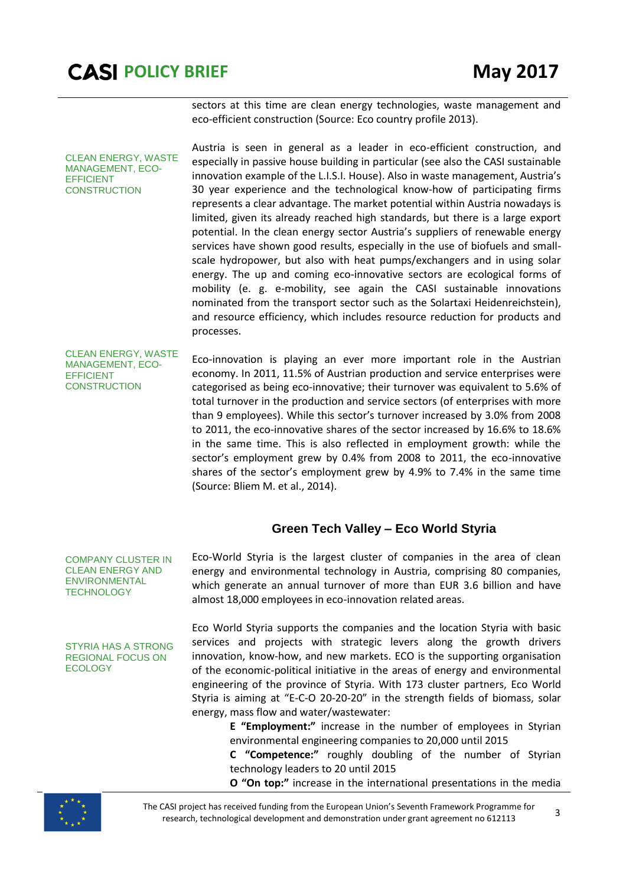sectors at this time are clean energy technologies, waste management and eco-efficient construction (Source: Eco country profile 2013).

CLEAN ENERGY, WASTE MANAGEMENT, ECO-EFFICIENT CONSTRUCTION

Austria is seen in general as a leader in eco-efficient construction, and especially in passive house building in particular (see also the CASI sustainable innovation example of the L.I.S.I. House). Also in waste management, Austria's 30 year experience and the technological know-how of participating firms represents a clear advantage. The market potential within Austria nowadays is limited, given its already reached high standards, but there is a large export potential. In the clean energy sector Austria's suppliers of renewable energy services have shown good results, especially in the use of biofuels and small-scale hydropower, but also with heat pumps/exchangers and in using solar energy. The up and coming eco-innovative sectors are ecological forms of mobility (e. g. e-mobility, see again the CASI sustainable innovations nominated from the transport sector such as the Solartaxi Heidenreichstein), and resource efficiency, which includes resource reduction for products and processes.

CLEAN ENERGY, WASTE MANAGEMENT, ECO-EFFICIENT CONSTRUCTION

Eco-innovation is playing an ever more important role in the Austrian economy. In 2011, 11.5% of Austrian production and service enterprises were categorised as being eco-innovative; their turnover was equivalent to 5.6% of total turnover in the production and service sectors (of enterprises with more than 9 employees). While this sector's turnover increased by 3.0% from 2008 to 2011, the eco-innovative shares of the sector increased by 16.6% to 18.6% in the same time. This is also reflected in employment growth: while the sector's employment grew by 0.4% from 2008 to 2011, the eco-innovative shares of the sector's employment grew by 4.9% to 7.4% in the same time (Source: Bliem M. et al., 2014).

## Green Tech Valley – Eco World Styria

COMPANY CLUSTER IN CLEAN ENERGY AND ENVIRONMENTAL TECHNOLOGY

Eco-World Styria is the largest cluster of companies in the area of clean energy and environmental technology in Austria, comprising 80 companies, which generate an annual turnover of more than EUR 3.6 billion and have almost 18,000 employees in eco-innovation related areas.

STYRIA HAS A STRONG REGIONAL FOCUS ON ECOLOGY

Eco World Styria supports the companies and the location Styria with basic services and projects with strategic levers along the growth drivers innovation, know-how, and new markets. ECO is the supporting organisation of the economic-political initiative in the areas of energy and environmental engineering of the province of Styria. With 173 cluster partners, Eco World Styria is aiming at "E-C-O 20-20-20" in the strength fields of biomass, solar energy, mass flow and water/wastewater:

> **E "Employment:"** increase in the number of employees in Styrian environmental engineering companies to 20,000 until 2015
>
> **C "Competence:"** roughly doubling of the number of Styrian technology leaders to 20 until 2015
>
> **O "On top:"** increase in the international presentations in the media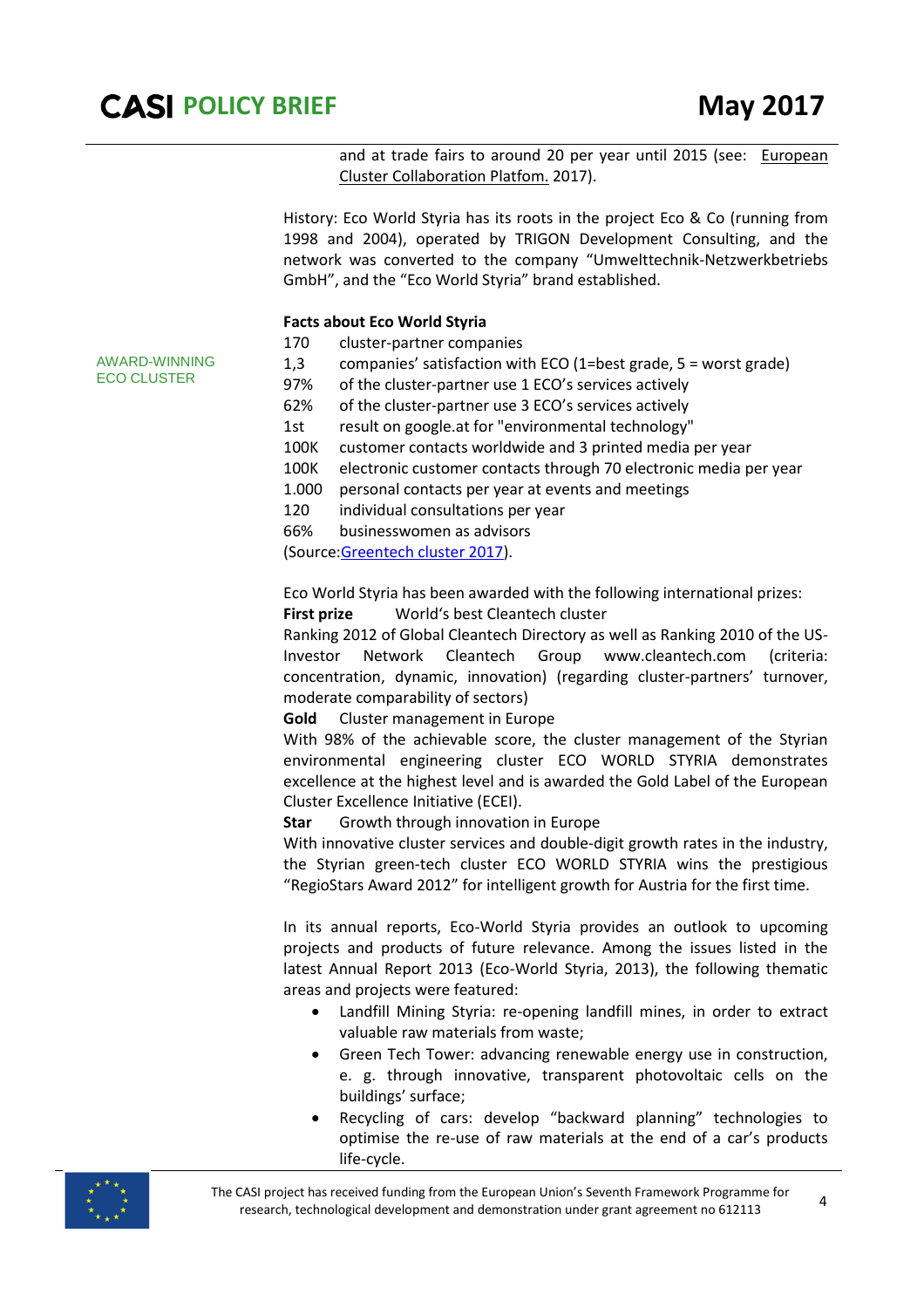and at trade fairs to around 20 per year until 2015 (see: European Cluster Collaboration Platform. 2017).

History: Eco World Styria has its roots in the project Eco & Co (running from 1998 and 2004), operated by TRIGON Development Consulting, and the network was converted to the company "Umwelttechnik-Netzwerkbetriebs GmbH", and the "Eco World Styria" brand established.

AWARD-WINNING ECO CLUSTER

**Facts about Eco World Styria**

| | |
|---|---|
| 170 | cluster-partner companies |
| 1,3 | companies' satisfaction with ECO (1=best grade, 5 = worst grade) |
| 97% | of the cluster-partner use 1 ECO's services actively |
| 62% | of the cluster-partner use 3 ECO's services actively |
| 1st | result on google.at for "environmental technology" |
| 100K | customer contacts worldwide and 3 printed media per year |
| 100K | electronic customer contacts through 70 electronic media per year |
| 1.000 | personal contacts per year at events and meetings |
| 120 | individual consultations per year |
| 66% | businesswomen as advisors |

(Source:Greentech cluster 2017).

Eco World Styria has been awarded with the following international prizes:

**First prize** World's best Cleantech cluster

Ranking 2012 of Global Cleantech Directory as well as Ranking 2010 of the US-Investor Network Cleantech Group www.cleantech.com (criteria: concentration, dynamic, innovation) (regarding cluster-partners' turnover, moderate comparability of sectors)

**Gold** Cluster management in Europe

With 98% of the achievable score, the cluster management of the Styrian environmental engineering cluster ECO WORLD STYRIA demonstrates excellence at the highest level and is awarded the Gold Label of the European Cluster Excellence Initiative (ECEI).

**Star** Growth through innovation in Europe

With innovative cluster services and double-digit growth rates in the industry, the Styrian green-tech cluster ECO WORLD STYRIA wins the prestigious "RegioStars Award 2012" for intelligent growth for Austria for the first time.

In its annual reports, Eco-World Styria provides an outlook to upcoming projects and products of future relevance. Among the issues listed in the latest Annual Report 2013 (Eco-World Styria, 2013), the following thematic areas and projects were featured:

- Landfill Mining Styria: re-opening landfill mines, in order to extract valuable raw materials from waste;
- Green Tech Tower: advancing renewable energy use in construction, e. g. through innovative, transparent photovoltaic cells on the buildings' surface;
- Recycling of cars: develop "backward planning" technologies to optimise the re-use of raw materials at the end of a car's products life-cycle.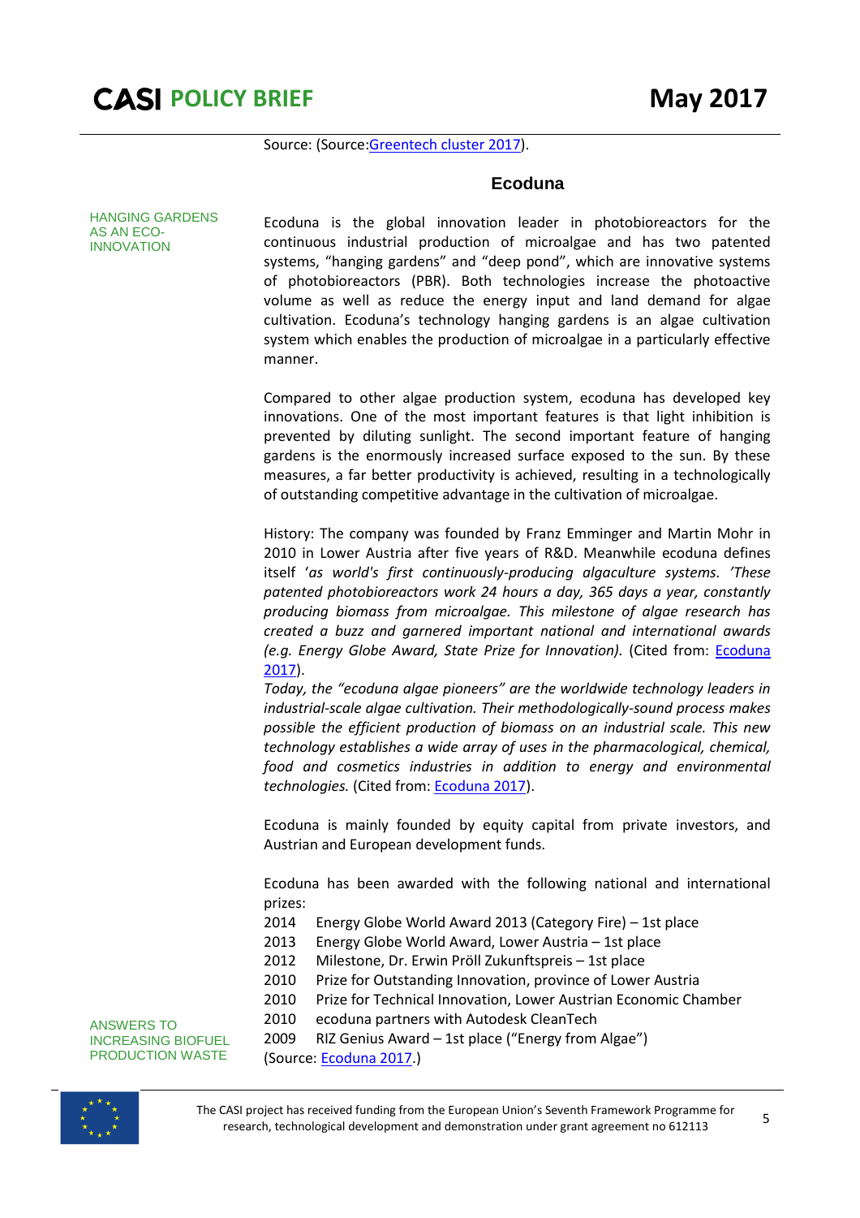Source: (Source:Greentech cluster 2017).

### Ecoduna

HANGING GARDENS AS AN ECO-INNOVATION

Ecoduna is the global innovation leader in photobioreactors for the continuous industrial production of microalgae and has two patented systems, “hanging gardens” and “deep pond”, which are innovative systems of photobioreactors (PBR). Both technologies increase the photoactive volume as well as reduce the energy input and land demand for algae cultivation. Ecoduna’s technology hanging gardens is an algae cultivation system which enables the production of microalgae in a particularly effective manner.

Compared to other algae production system, ecoduna has developed key innovations. One of the most important features is that light inhibition is prevented by diluting sunlight. The second important feature of hanging gardens is the enormously increased surface exposed to the sun. By these measures, a far better productivity is achieved, resulting in a technologically of outstanding competitive advantage in the cultivation of microalgae.

History: The company was founded by Franz Emminger and Martin Mohr in 2010 in Lower Austria after five years of R&D. Meanwhile ecoduna defines itself *‘as world's first continuously-producing algaculture systems. ’These patented photobioreactors work 24 hours a day, 365 days a year, constantly producing biomass from microalgae. This milestone of algae research has created a buzz and garnered important national and international awards (e.g. Energy Globe Award, State Prize for Innovation).* (Cited from: Ecoduna 2017).
*Today, the “ecoduna algae pioneers” are the worldwide technology leaders in industrial-scale algae cultivation. Their methodologically-sound process makes possible the efficient production of biomass on an industrial scale. This new technology establishes a wide array of uses in the pharmacological, chemical, food and cosmetics industries in addition to energy and environmental technologies.* (Cited from: Ecoduna 2017).

Ecoduna is mainly founded by equity capital from private investors, and Austrian and European development funds.

Ecoduna has been awarded with the following national and international prizes:

2014 Energy Globe World Award 2013 (Category Fire) – 1st place
2013 Energy Globe World Award, Lower Austria – 1st place
2012 Milestone, Dr. Erwin Pröll Zukunftspreis – 1st place
2010 Prize for Outstanding Innovation, province of Lower Austria
2010 Prize for Technical Innovation, Lower Austrian Economic Chamber
2010 ecoduna partners with Autodesk CleanTech
2009 RIZ Genius Award – 1st place (“Energy from Algae”)
(Source: Ecoduna 2017.)

ANSWERS TO INCREASING BIOFUEL PRODUCTION WASTE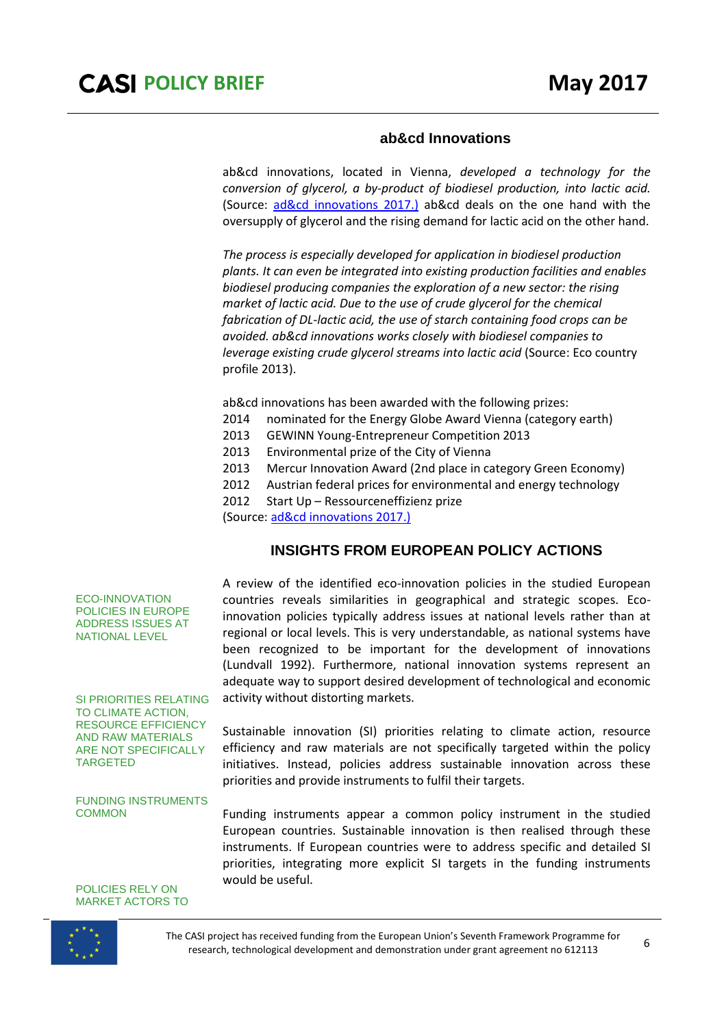### ab&cd Innovations

ab&cd innovations, located in Vienna, *developed a technology for the conversion of glycerol, a by-product of biodiesel production, into lactic acid.* (Source: ad&cd innovations 2017.) ab&cd deals on the one hand with the oversupply of glycerol and the rising demand for lactic acid on the other hand.

*The process is especially developed for application in biodiesel production plants. It can even be integrated into existing production facilities and enables biodiesel producing companies the exploration of a new sector: the rising market of lactic acid. Due to the use of crude glycerol for the chemical fabrication of DL-lactic acid, the use of starch containing food crops can be avoided. ab&cd innovations works closely with biodiesel companies to leverage existing crude glycerol streams into lactic acid* (Source: Eco country profile 2013).

ab&cd innovations has been awarded with the following prizes:

- 2014 nominated for the Energy Globe Award Vienna (category earth)
- 2013 GEWINN Young-Entrepreneur Competition 2013
- 2013 Environmental prize of the City of Vienna
- 2013 Mercur Innovation Award (2nd place in category Green Economy)
- 2012 Austrian federal prices for environmental and energy technology
- 2012 Start Up – Ressourceneffizienz prize

(Source: ad&cd innovations 2017.)

## INSIGHTS FROM EUROPEAN POLICY ACTIONS

ECO-INNOVATION POLICIES IN EUROPE ADDRESS ISSUES AT NATIONAL LEVEL

A review of the identified eco-innovation policies in the studied European countries reveals similarities in geographical and strategic scopes. Eco-innovation policies typically address issues at national levels rather than at regional or local levels. This is very understandable, as national systems have been recognized to be important for the development of innovations (Lundvall 1992). Furthermore, national innovation systems represent an adequate way to support desired development of technological and economic activity without distorting markets.

SI PRIORITIES RELATING TO CLIMATE ACTION, RESOURCE EFFICIENCY AND RAW MATERIALS ARE NOT SPECIFICALLY TARGETED

Sustainable innovation (SI) priorities relating to climate action, resource efficiency and raw materials are not specifically targeted within the policy initiatives. Instead, policies address sustainable innovation across these priorities and provide instruments to fulfil their targets.

FUNDING INSTRUMENTS COMMON

Funding instruments appear a common policy instrument in the studied European countries. Sustainable innovation is then realised through these instruments. If European countries were to address specific and detailed SI priorities, integrating more explicit SI targets in the funding instruments would be useful.

POLICIES RELY ON MARKET ACTORS TO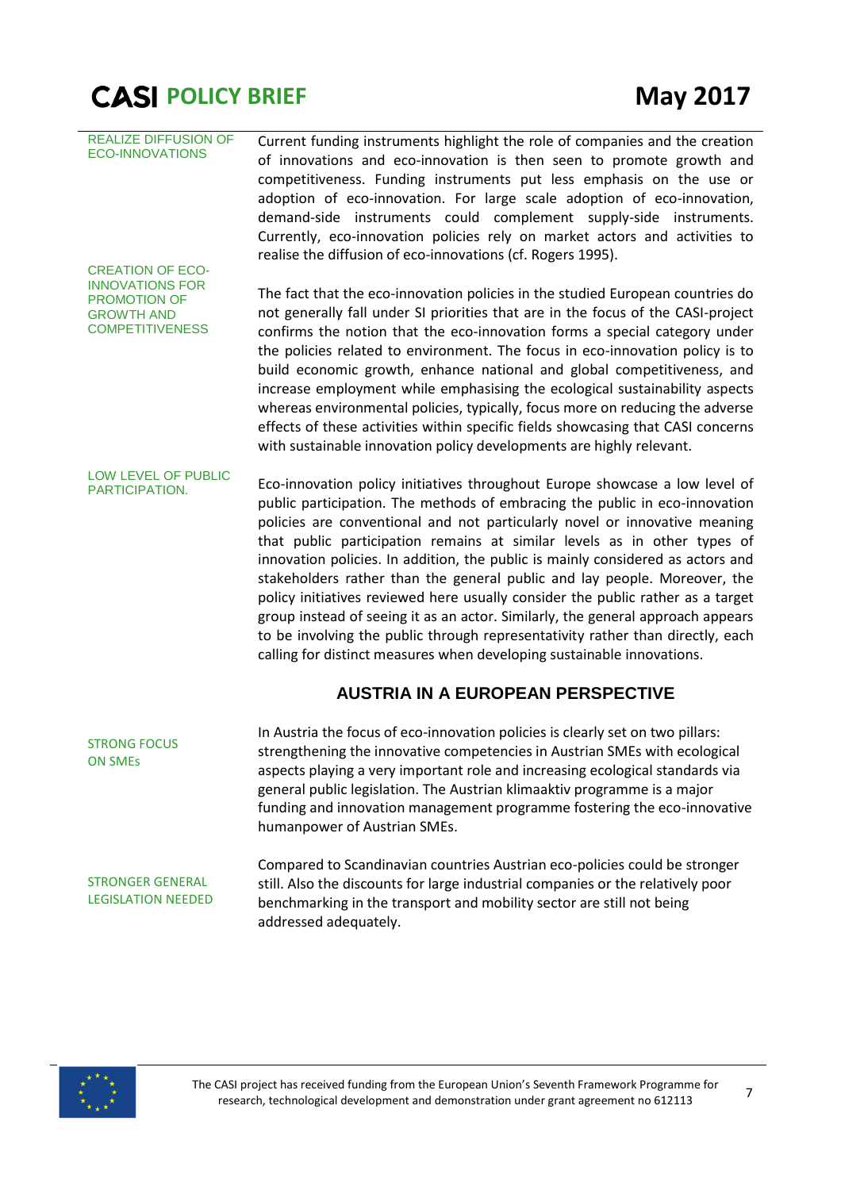REALIZE DIFFUSION OF ECO-INNOVATIONS

Current funding instruments highlight the role of companies and the creation of innovations and eco-innovation is then seen to promote growth and competitiveness. Funding instruments put less emphasis on the use or adoption of eco-innovation. For large scale adoption of eco-innovation, demand-side instruments could complement supply-side instruments. Currently, eco-innovation policies rely on market actors and activities to realise the diffusion of eco-innovations (cf. Rogers 1995).

CREATION OF ECO-INNOVATIONS FOR PROMOTION OF GROWTH AND COMPETITIVENESS

The fact that the eco-innovation policies in the studied European countries do not generally fall under SI priorities that are in the focus of the CASI-project confirms the notion that the eco-innovation forms a special category under the policies related to environment. The focus in eco-innovation policy is to build economic growth, enhance national and global competitiveness, and increase employment while emphasising the ecological sustainability aspects whereas environmental policies, typically, focus more on reducing the adverse effects of these activities within specific fields showcasing that CASI concerns with sustainable innovation policy developments are highly relevant.

LOW LEVEL OF PUBLIC PARTICIPATION.

Eco-innovation policy initiatives throughout Europe showcase a low level of public participation. The methods of embracing the public in eco-innovation policies are conventional and not particularly novel or innovative meaning that public participation remains at similar levels as in other types of innovation policies. In addition, the public is mainly considered as actors and stakeholders rather than the general public and lay people. Moreover, the policy initiatives reviewed here usually consider the public rather as a target group instead of seeing it as an actor. Similarly, the general approach appears to be involving the public through representativity rather than directly, each calling for distinct measures when developing sustainable innovations.

## AUSTRIA IN A EUROPEAN PERSPECTIVE

STRONG FOCUS ON SMEs

In Austria the focus of eco-innovation policies is clearly set on two pillars: strengthening the innovative competencies in Austrian SMEs with ecological aspects playing a very important role and increasing ecological standards via general public legislation. The Austrian klimaaktiv programme is a major funding and innovation management programme fostering the eco-innovative humanpower of Austrian SMEs.

STRONGER GENERAL LEGISLATION NEEDED

Compared to Scandinavian countries Austrian eco-policies could be stronger still. Also the discounts for large industrial companies or the relatively poor benchmarking in the transport and mobility sector are still not being addressed adequately.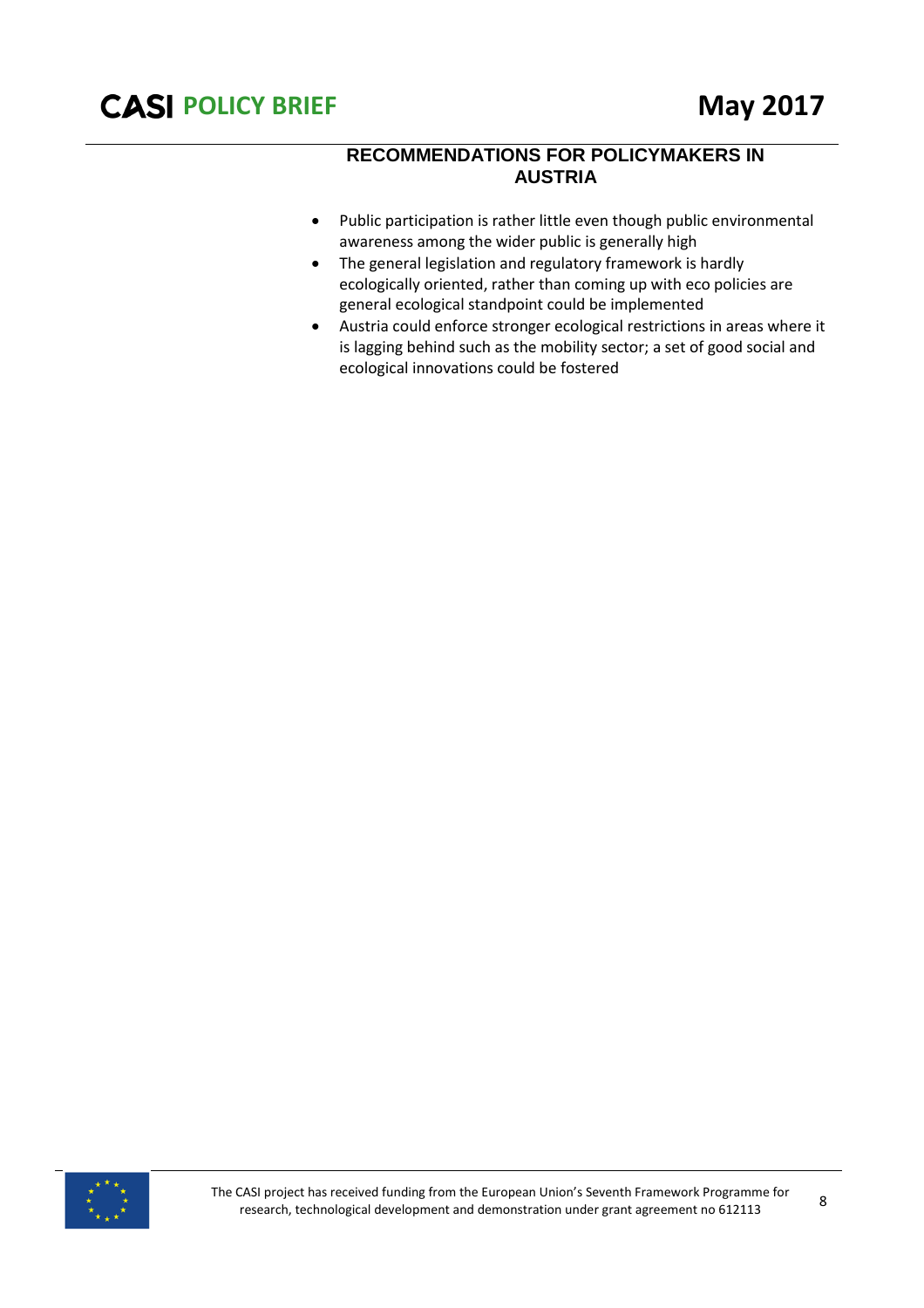## RECOMMENDATIONS FOR POLICYMAKERS IN AUSTRIA

- Public participation is rather little even though public environmental awareness among the wider public is generally high
- The general legislation and regulatory framework is hardly ecologically oriented, rather than coming up with eco policies are general ecological standpoint could be implemented
- Austria could enforce stronger ecological restrictions in areas where it is lagging behind such as the mobility sector; a set of good social and ecological innovations could be fostered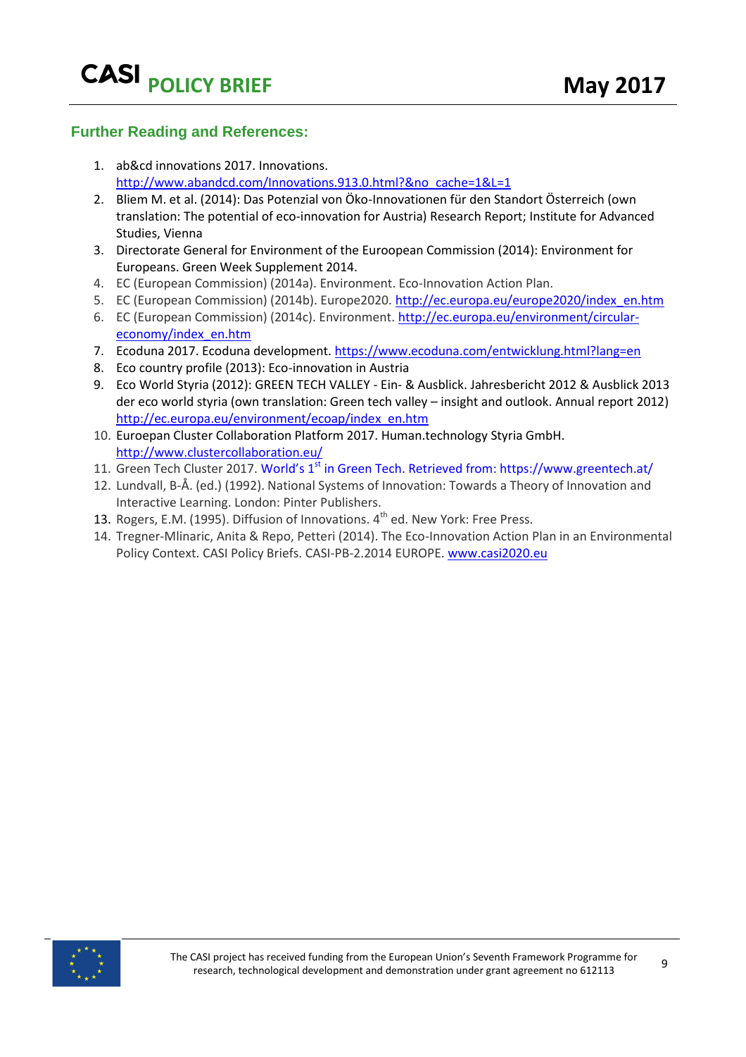## Further Reading and References:

1. ab&cd innovations 2017. Innovations. http://www.abandcd.com/Innovations.913.0.html?&no_cache=1&L=1
2. Bliem M. et al. (2014): Das Potenzial von Öko-Innovationen für den Standort Österreich (own translation: The potential of eco-innovation for Austria) Research Report; Institute for Advanced Studies, Vienna
3. Directorate General for Environment of the Euroopean Commission (2014): Environment for Europeans. Green Week Supplement 2014.
4. EC (European Commission) (2014a). Environment. Eco-Innovation Action Plan.
5. EC (European Commission) (2014b). Europe2020. http://ec.europa.eu/europe2020/index_en.htm
6. EC (European Commission) (2014c). Environment. http://ec.europa.eu/environment/circular-economy/index_en.htm
7. Ecoduna 2017. Ecoduna development. https://www.ecoduna.com/entwicklung.html?lang=en
8. Eco country profile (2013): Eco-innovation in Austria
9. Eco World Styria (2012): GREEN TECH VALLEY - Ein- & Ausblick. Jahresbericht 2012 & Ausblick 2013 der eco world styria (own translation: Green tech valley – insight and outlook. Annual report 2012) http://ec.europa.eu/environment/ecoap/index_en.htm
10. Euroepan Cluster Collaboration Platform 2017. Human.technology Styria GmbH. http://www.clustercollaboration.eu/
11. Green Tech Cluster 2017. World's 1st in Green Tech. Retrieved from: https://www.greentech.at/
12. Lundvall, B-Å. (ed.) (1992). National Systems of Innovation: Towards a Theory of Innovation and Interactive Learning. London: Pinter Publishers.
13. Rogers, E.M. (1995). Diffusion of Innovations. 4th ed. New York: Free Press.
14. Tregner-Mlinaric, Anita & Repo, Petteri (2014). The Eco-Innovation Action Plan in an Environmental Policy Context. CASI Policy Briefs. CASI-PB-2.2014 EUROPE. www.casi2020.eu

The CASI project has received funding from the European Union's Seventh Framework Programme for research, technological development and demonstration under grant agreement no 612113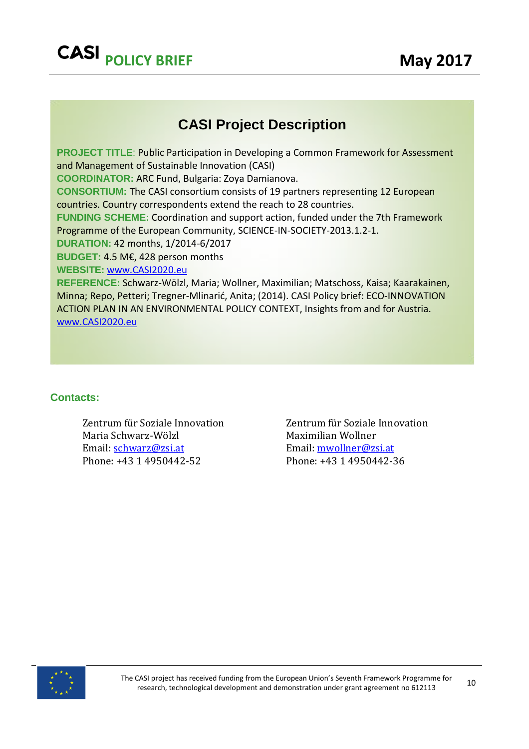## CASI Project Description

**PROJECT TITLE**: Public Participation in Developing a Common Framework for Assessment and Management of Sustainable Innovation (CASI)

**COORDINATOR:** ARC Fund, Bulgaria: Zoya Damianova.

**CONSORTIUM:** The CASI consortium consists of 19 partners representing 12 European countries. Country correspondents extend the reach to 28 countries.

**FUNDING SCHEME:** Coordination and support action, funded under the 7th Framework Programme of the European Community, SCIENCE-IN-SOCIETY-2013.1.2-1.

**DURATION:** 42 months, 1/2014-6/2017

**BUDGET:** 4.5 M€, 428 person months

**WEBSITE:** www.CASI2020.eu

**REFERENCE:** Schwarz-Wölzl, Maria; Wollner, Maximilian; Matschoss, Kaisa; Kaarakainen, Minna; Repo, Petteri; Tregner-Mlinarić, Anita; (2014). CASI Policy brief: ECO-INNOVATION ACTION PLAN IN AN ENVIRONMENTAL POLICY CONTEXT, Insights from and for Austria. www.CASI2020.eu

### Contacts:

Zentrum für Soziale Innovation
Maria Schwarz-Wölzl
Email: schwarz@zsi.at
Phone: +43 1 4950442-52

Zentrum für Soziale Innovation
Maximilian Wollner
Email: mwollner@zsi.at
Phone: +43 1 4950442-36

The CASI project has received funding from the European Union's Seventh Framework Programme for research, technological development and demonstration under grant agreement no 612113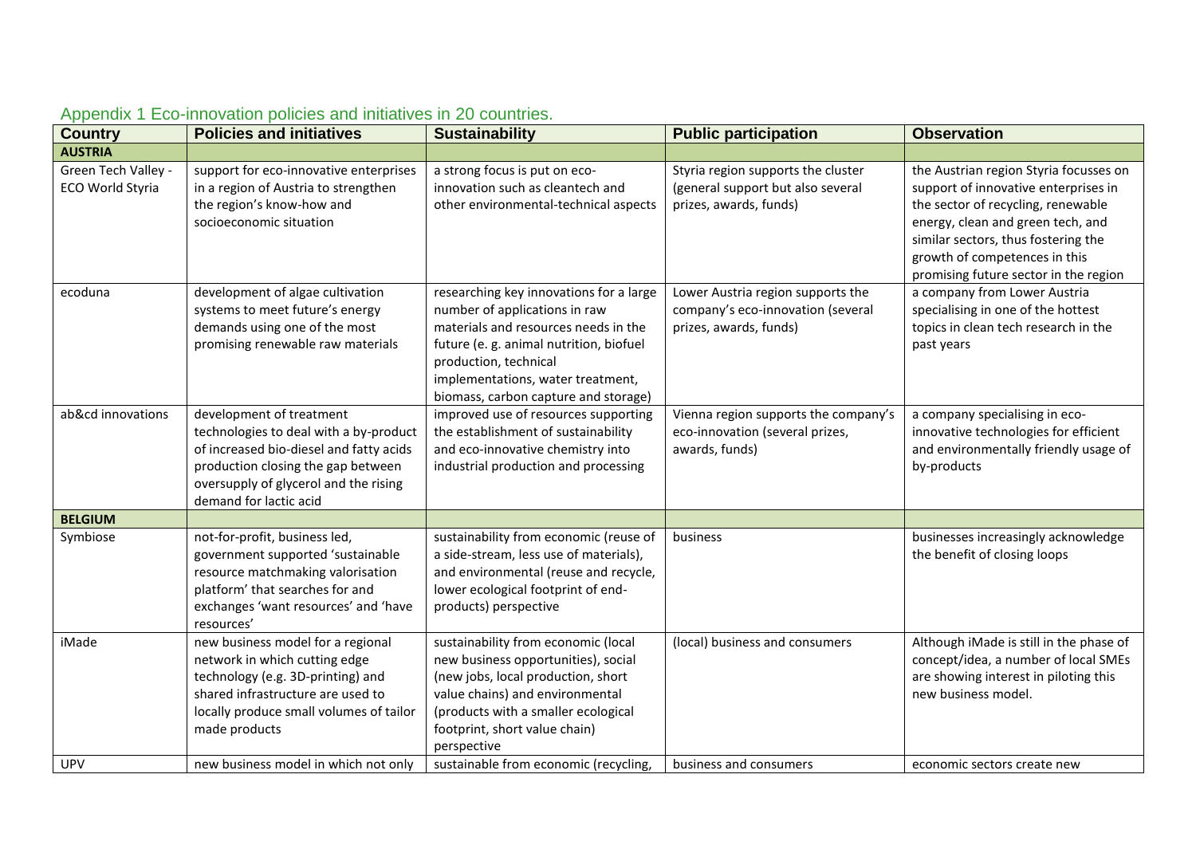Appendix 1 Eco-innovation policies and initiatives in 20 countries.

| Country | Policies and initiatives | Sustainability | Public participation | Observation |
|---|---|---|---|---|
| **AUSTRIA** | | | | |
| Green Tech Valley - ECO World Styria | support for eco-innovative enterprises in a region of Austria to strengthen the region's know-how and socioeconomic situation | a strong focus is put on eco-innovation such as cleantech and other environmental-technical aspects | Styria region supports the cluster (general support but also several prizes, awards, funds) | the Austrian region Styria focusses on support of innovative enterprises in the sector of recycling, renewable energy, clean and green tech, and similar sectors, thus fostering the growth of competences in this promising future sector in the region |
| ecoduna | development of algae cultivation systems to meet future's energy demands using one of the most promising renewable raw materials | researching key innovations for a large number of applications in raw materials and resources needs in the future (e. g. animal nutrition, biofuel production, technical implementations, water treatment, biomass, carbon capture and storage) | Lower Austria region supports the company's eco-innovation (several prizes, awards, funds) | a company from Lower Austria specialising in one of the hottest topics in clean tech research in the past years |
| ab&cd innovations | development of treatment technologies to deal with a by-product of increased bio-diesel and fatty acids production closing the gap between oversupply of glycerol and the rising demand for lactic acid | improved use of resources supporting the establishment of sustainability and eco-innovative chemistry into industrial production and processing | Vienna region supports the company's eco-innovation (several prizes, awards, funds) | a company specialising in eco-innovative technologies for efficient and environmentally friendly usage of by-products |
| **BELGIUM** | | | | |
| Symbiose | not-for-profit, business led, government supported 'sustainable resource matchmaking valorisation platform' that searches for and exchanges 'want resources' and 'have resources' | sustainability from economic (reuse of a side-stream, less use of materials), and environmental (reuse and recycle, lower ecological footprint of end-products) perspective | business | businesses increasingly acknowledge the benefit of closing loops |
| iMade | new business model for a regional network in which cutting edge technology (e.g. 3D-printing) and shared infrastructure are used to locally produce small volumes of tailor made products | sustainability from economic (local new business opportunities), social (new jobs, local production, short value chains) and environmental (products with a smaller ecological footprint, short value chain) perspective | (local) business and consumers | Although iMade is still in the phase of concept/idea, a number of local SMEs are showing interest in piloting this new business model. |
| UPV | new business model in which not only | sustainable from economic (recycling, | business and consumers | economic sectors create new |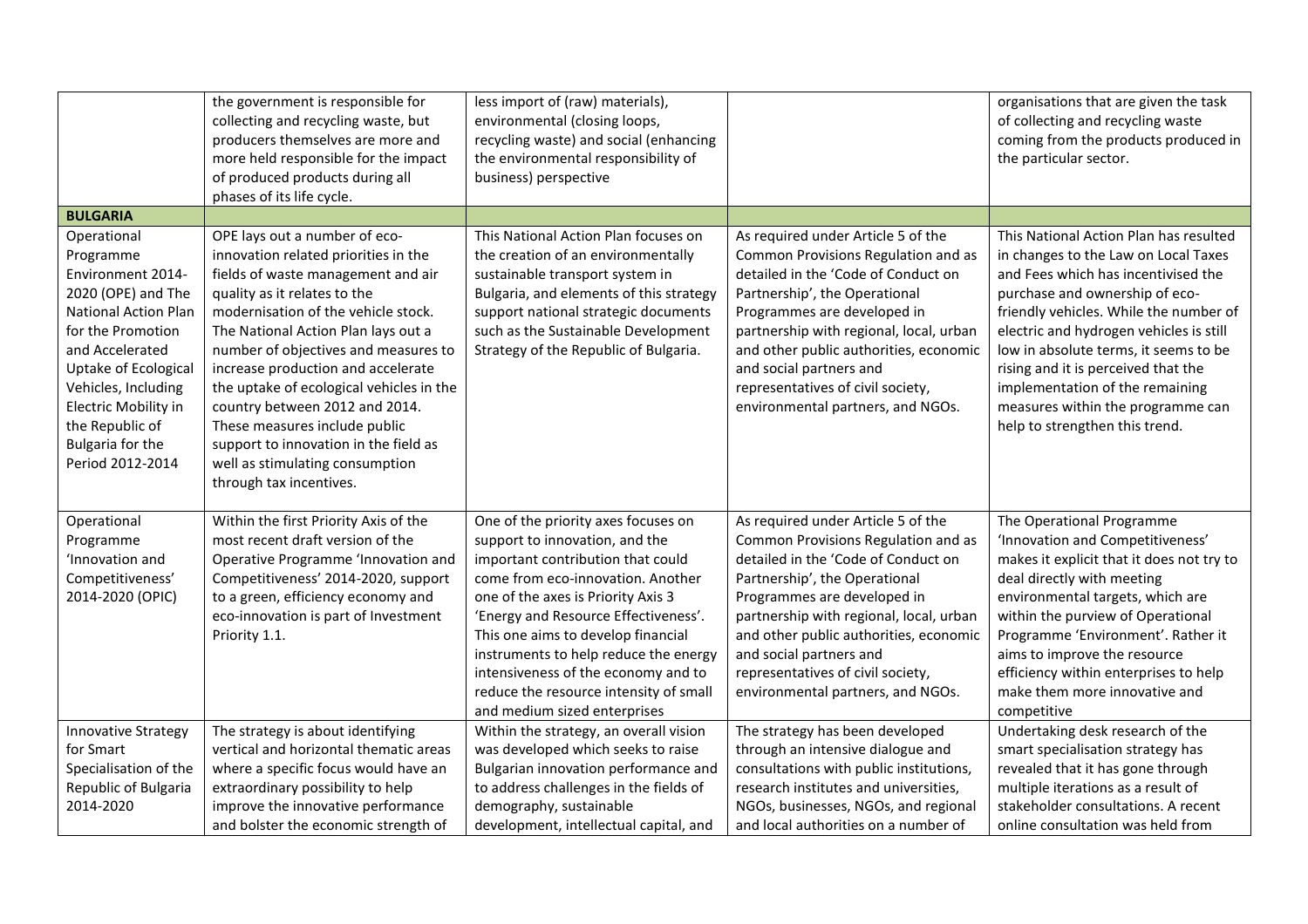| | | | | |
|---|---|---|---|---|
| | the government is responsible for collecting and recycling waste, but producers themselves are more and more held responsible for the impact of produced products during all phases of its life cycle. | less import of (raw) materials), environmental (closing loops, recycling waste) and social (enhancing the environmental responsibility of business) perspective | | organisations that are given the task of collecting and recycling waste coming from the products produced in the particular sector. |
| **BULGARIA** | | | | |
| Operational Programme Environment 2014-2020 (OPE) and The National Action Plan for the Promotion and Accelerated Uptake of Ecological Vehicles, Including Electric Mobility in the Republic of Bulgaria for the Period 2012-2014 | OPE lays out a number of eco-innovation related priorities in the fields of waste management and air quality as it relates to the modernisation of the vehicle stock. The National Action Plan lays out a number of objectives and measures to increase production and accelerate the uptake of ecological vehicles in the country between 2012 and 2014. These measures include public support to innovation in the field as well as stimulating consumption through tax incentives. | This National Action Plan focuses on the creation of an environmentally sustainable transport system in Bulgaria, and elements of this strategy support national strategic documents such as the Sustainable Development Strategy of the Republic of Bulgaria. | As required under Article 5 of the Common Provisions Regulation and as detailed in the 'Code of Conduct on Partnership', the Operational Programmes are developed in partnership with regional, local, urban and other public authorities, economic and social partners and representatives of civil society, environmental partners, and NGOs. | This National Action Plan has resulted in changes to the Law on Local Taxes and Fees which has incentivised the purchase and ownership of eco-friendly vehicles. While the number of electric and hydrogen vehicles is still low in absolute terms, it seems to be rising and it is perceived that the implementation of the remaining measures within the programme can help to strengthen this trend. |
| Operational Programme 'Innovation and Competitiveness' 2014-2020 (OPIC) | Within the first Priority Axis of the most recent draft version of the Operative Programme 'Innovation and Competitiveness' 2014-2020, support to a green, efficiency economy and eco-innovation is part of Investment Priority 1.1. | One of the priority axes focuses on support to innovation, and the important contribution that could come from eco-innovation. Another one of the axes is Priority Axis 3 'Energy and Resource Effectiveness'. This one aims to develop financial instruments to help reduce the energy intensiveness of the economy and to reduce the resource intensity of small and medium sized enterprises | As required under Article 5 of the Common Provisions Regulation and as detailed in the 'Code of Conduct on Partnership', the Operational Programmes are developed in partnership with regional, local, urban and other public authorities, economic and social partners and representatives of civil society, environmental partners, and NGOs. | The Operational Programme 'Innovation and Competitiveness' makes it explicit that it does not try to deal directly with meeting environmental targets, which are within the purview of Operational Programme 'Environment'. Rather it aims to improve the resource efficiency within enterprises to help make them more innovative and competitive |
| Innovative Strategy for Smart Specialisation of the Republic of Bulgaria 2014-2020 | The strategy is about identifying vertical and horizontal thematic areas where a specific focus would have an extraordinary possibility to help improve the innovative performance and bolster the economic strength of | Within the strategy, an overall vision was developed which seeks to raise Bulgarian innovation performance and to address challenges in the fields of demography, sustainable development, intellectual capital, and | The strategy has been developed through an intensive dialogue and consultations with public institutions, research institutes and universities, NGOs, businesses, NGOs, and regional and local authorities on a number of | Undertaking desk research of the smart specialisation strategy has revealed that it has gone through multiple iterations as a result of stakeholder consultations. A recent online consultation was held from |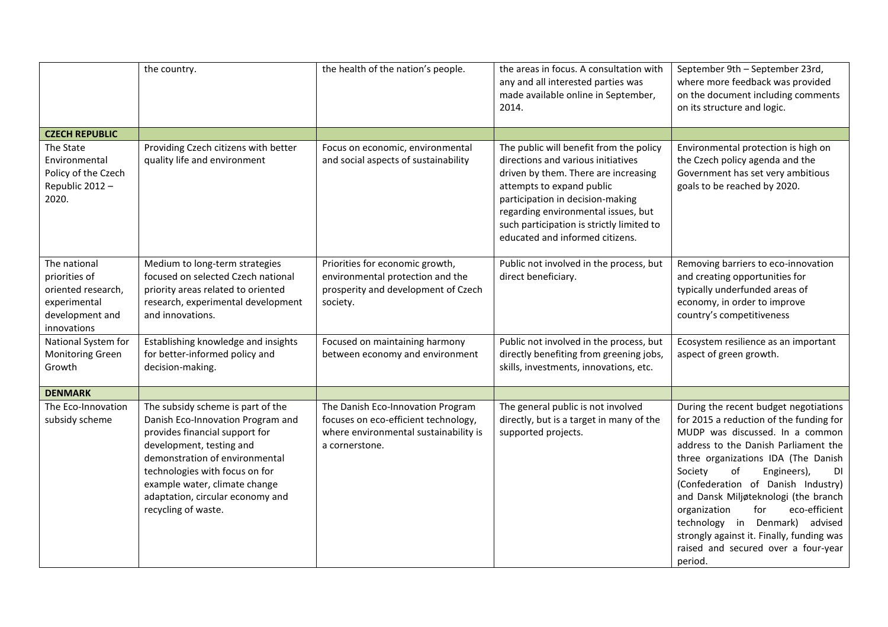| | | | | |
|---|---|---|---|---|
| | the country. | the health of the nation's people. | the areas in focus. A consultation with any and all interested parties was made available online in September, 2014. | September 9th – September 23rd, where more feedback was provided on the document including comments on its structure and logic. |
| **CZECH REPUBLIC** | | | | |
| The State Environmental Policy of the Czech Republic 2012 – 2020. | Providing Czech citizens with better quality life and environment | Focus on economic, environmental and social aspects of sustainability | The public will benefit from the policy directions and various initiatives driven by them. There are increasing attempts to expand public participation in decision-making regarding environmental issues, but such participation is strictly limited to educated and informed citizens. | Environmental protection is high on the Czech policy agenda and the Government has set very ambitious goals to be reached by 2020. |
| The national priorities of oriented research, experimental development and innovations | Medium to long-term strategies focused on selected Czech national priority areas related to oriented research, experimental development and innovations. | Priorities for economic growth, environmental protection and the prosperity and development of Czech society. | Public not involved in the process, but direct beneficiary. | Removing barriers to eco-innovation and creating opportunities for typically underfunded areas of economy, in order to improve country's competitiveness |
| National System for Monitoring Green Growth | Establishing knowledge and insights for better-informed policy and decision-making. | Focused on maintaining harmony between economy and environment | Public not involved in the process, but directly benefiting from greening jobs, skills, investments, innovations, etc. | Ecosystem resilience as an important aspect of green growth. |
| **DENMARK** | | | | |
| The Eco-Innovation subsidy scheme | The subsidy scheme is part of the Danish Eco-Innovation Program and provides financial support for development, testing and demonstration of environmental technologies with focus on for example water, climate change adaptation, circular economy and recycling of waste. | The Danish Eco-Innovation Program focuses on eco-efficient technology, where environmental sustainability is a cornerstone. | The general public is not involved directly, but is a target in many of the supported projects. | During the recent budget negotiations for 2015 a reduction of the funding for MUDP was discussed. In a common address to the Danish Parliament the three organizations IDA (The Danish Society of Engineers), DI (Confederation of Danish Industry) and Dansk Miljøteknologi (the branch organization for eco-efficient technology in Denmark) advised strongly against it. Finally, funding was raised and secured over a four-year period. |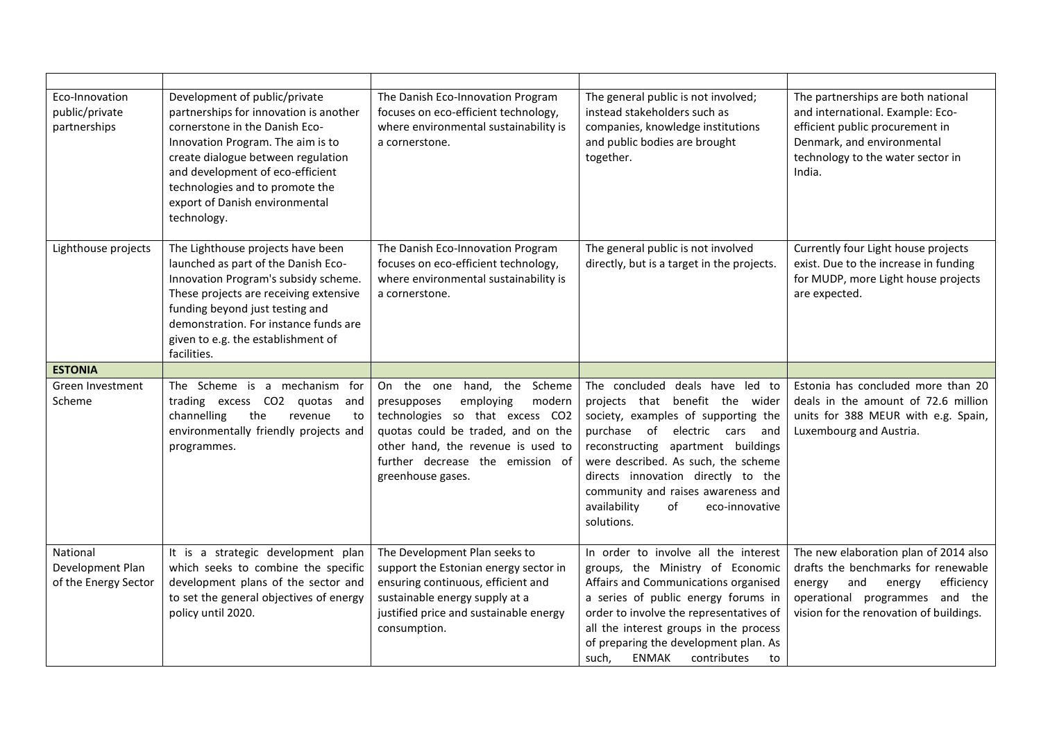| | | | | |
|---|---|---|---|---|
| Eco-Innovation public/private partnerships | Development of public/private partnerships for innovation is another cornerstone in the Danish Eco-Innovation Program. The aim is to create dialogue between regulation and development of eco-efficient technologies and to promote the export of Danish environmental technology. | The Danish Eco-Innovation Program focuses on eco-efficient technology, where environmental sustainability is a cornerstone. | The general public is not involved; instead stakeholders such as companies, knowledge institutions and public bodies are brought together. | The partnerships are both national and international. Example: Eco-efficient public procurement in Denmark, and environmental technology to the water sector in India. |
| Lighthouse projects | The Lighthouse projects have been launched as part of the Danish Eco-Innovation Program's subsidy scheme. These projects are receiving extensive funding beyond just testing and demonstration. For instance funds are given to e.g. the establishment of facilities. | The Danish Eco-Innovation Program focuses on eco-efficient technology, where environmental sustainability is a cornerstone. | The general public is not involved directly, but is a target in the projects. | Currently four Light house projects exist. Due to the increase in funding for MUDP, more Light house projects are expected. |
| **ESTONIA** | | | | |
| Green Investment Scheme | The Scheme is a mechanism for trading excess $CO_2$ quotas and channelling the revenue to environmentally friendly projects and programmes. | On the one hand, the Scheme presupposes employing modern technologies so that excess $CO_2$ quotas could be traded, and on the other hand, the revenue is used to further decrease the emission of greenhouse gases. | The concluded deals have led to projects that benefit the wider society, examples of supporting the purchase of electric cars and reconstructing apartment buildings were described. As such, the scheme directs innovation directly to the community and raises awareness and availability of eco-innovative solutions. | Estonia has concluded more than 20 deals in the amount of 72.6 million units for 388 MEUR with e.g. Spain, Luxembourg and Austria. |
| National Development Plan of the Energy Sector | It is a strategic development plan which seeks to combine the specific development plans of the sector and to set the general objectives of energy policy until 2020. | The Development Plan seeks to support the Estonian energy sector in ensuring continuous, efficient and sustainable energy supply at a justified price and sustainable energy consumption. | In order to involve all the interest groups, the Ministry of Economic Affairs and Communications organised a series of public energy forums in order to involve the representatives of all the interest groups in the process of preparing the development plan. As such, ENMAK contributes to | The new elaboration plan of 2014 also drafts the benchmarks for renewable energy and energy efficiency operational programmes and the vision for the renovation of buildings. |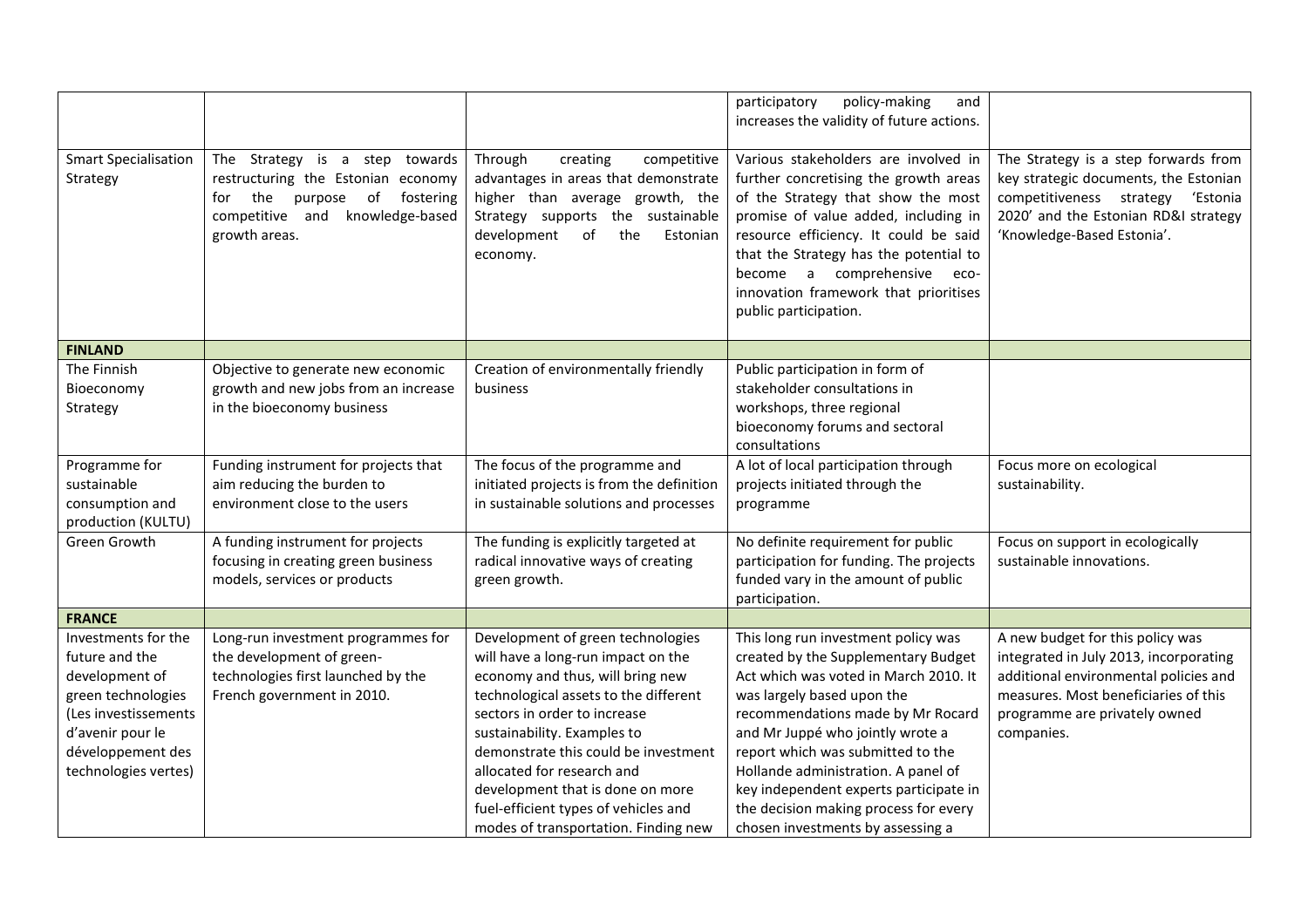| | | | | |
|---|---|---|---|---|
| | | | participatory policy-making and increases the validity of future actions. | |
| Smart Specialisation Strategy | The Strategy is a step towards restructuring the Estonian economy for the purpose of fostering competitive and knowledge-based growth areas. | Through creating competitive advantages in areas that demonstrate higher than average growth, the Strategy supports the sustainable development of the Estonian economy. | Various stakeholders are involved in further concretising the growth areas of the Strategy that show the most promise of value added, including in resource efficiency. It could be said that the Strategy has the potential to become a comprehensive eco-innovation framework that prioritises public participation. | The Strategy is a step forwards from key strategic documents, the Estonian competitiveness strategy 'Estonia 2020' and the Estonian RD&I strategy 'Knowledge-Based Estonia'. |
| **FINLAND** | | | | |
| The Finnish Bioeconomy Strategy | Objective to generate new economic growth and new jobs from an increase in the bioeconomy business | Creation of environmentally friendly business | Public participation in form of stakeholder consultations in workshops, three regional bioeconomy forums and sectoral consultations | |
| Programme for sustainable consumption and production (KULTU) | Funding instrument for projects that aim reducing the burden to environment close to the users | The focus of the programme and initiated projects is from the definition in sustainable solutions and processes | A lot of local participation through projects initiated through the programme | Focus more on ecological sustainability. |
| Green Growth | A funding instrument for projects focusing in creating green business models, services or products | The funding is explicitly targeted at radical innovative ways of creating green growth. | No definite requirement for public participation for funding. The projects funded vary in the amount of public participation. | Focus on support in ecologically sustainable innovations. |
| **FRANCE** | | | | |
| Investments for the future and the development of green technologies (Les investissements d'avenir pour le développement des technologies vertes) | Long-run investment programmes for the development of green-technologies first launched by the French government in 2010. | Development of green technologies will have a long-run impact on the economy and thus, will bring new technological assets to the different sectors in order to increase sustainability. Examples to demonstrate this could be investment allocated for research and development that is done on more fuel-efficient types of vehicles and modes of transportation. Finding new | This long run investment policy was created by the Supplementary Budget Act which was voted in March 2010. It was largely based upon the recommendations made by Mr Rocard and Mr Juppé who jointly wrote a report which was submitted to the Hollande administration. A panel of key independent experts participate in the decision making process for every chosen investments by assessing a | A new budget for this policy was integrated in July 2013, incorporating additional environmental policies and measures. Most beneficiaries of this programme are privately owned companies. |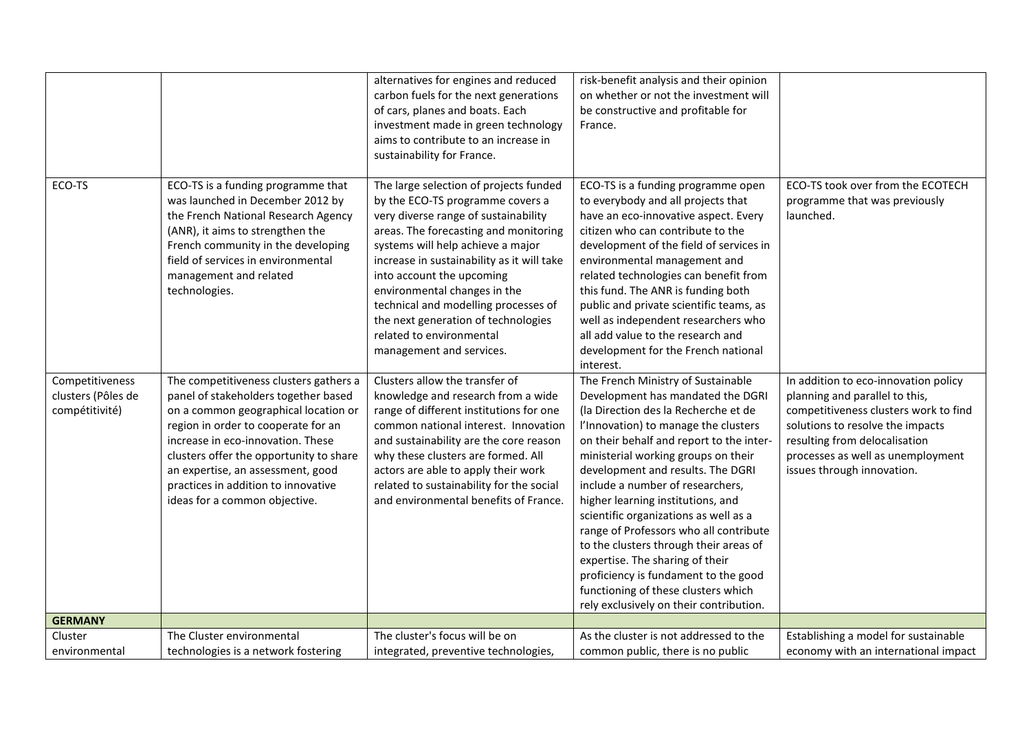| | | | | |
|---|---|---|---|---|
| | | alternatives for engines and reduced carbon fuels for the next generations of cars, planes and boats. Each investment made in green technology aims to contribute to an increase in sustainability for France. | risk-benefit analysis and their opinion on whether or not the investment will be constructive and profitable for France. | |
| ECO-TS | ECO-TS is a funding programme that was launched in December 2012 by the French National Research Agency (ANR), it aims to strengthen the French community in the developing field of services in environmental management and related technologies. | The large selection of projects funded by the ECO-TS programme covers a very diverse range of sustainability areas. The forecasting and monitoring systems will help achieve a major increase in sustainability as it will take into account the upcoming environmental changes in the technical and modelling processes of the next generation of technologies related to environmental management and services. | ECO-TS is a funding programme open to everybody and all projects that have an eco-innovative aspect. Every citizen who can contribute to the development of the field of services in environmental management and related technologies can benefit from this fund. The ANR is funding both public and private scientific teams, as well as independent researchers who all add value to the research and development for the French national interest. | ECO-TS took over from the ECOTECH programme that was previously launched. |
| Competitiveness clusters (Pôles de compétitivité) | The competitiveness clusters gathers a panel of stakeholders together based on a common geographical location or region in order to cooperate for an increase in eco-innovation. These clusters offer the opportunity to share an expertise, an assessment, good practices in addition to innovative ideas for a common objective. | Clusters allow the transfer of knowledge and research from a wide range of different institutions for one common national interest. Innovation and sustainability are the core reason why these clusters are formed. All actors are able to apply their work related to sustainability for the social and environmental benefits of France. | The French Ministry of Sustainable Development has mandated the DGRI (la Direction des la Recherche et de l'Innovation) to manage the clusters on their behalf and report to the inter-ministerial working groups on their development and results. The DGRI include a number of researchers, higher learning institutions, and scientific organizations as well as a range of Professors who all contribute to the clusters through their areas of expertise. The sharing of their proficiency is fundament to the good functioning of these clusters which rely exclusively on their contribution. | In addition to eco-innovation policy planning and parallel to this, competitiveness clusters work to find solutions to resolve the impacts resulting from delocalisation processes as well as unemployment issues through innovation. |
| **GERMANY** | | | | |
| Cluster environmental | The Cluster environmental technologies is a network fostering | The cluster's focus will be on integrated, preventive technologies, | As the cluster is not addressed to the common public, there is no public | Establishing a model for sustainable economy with an international impact |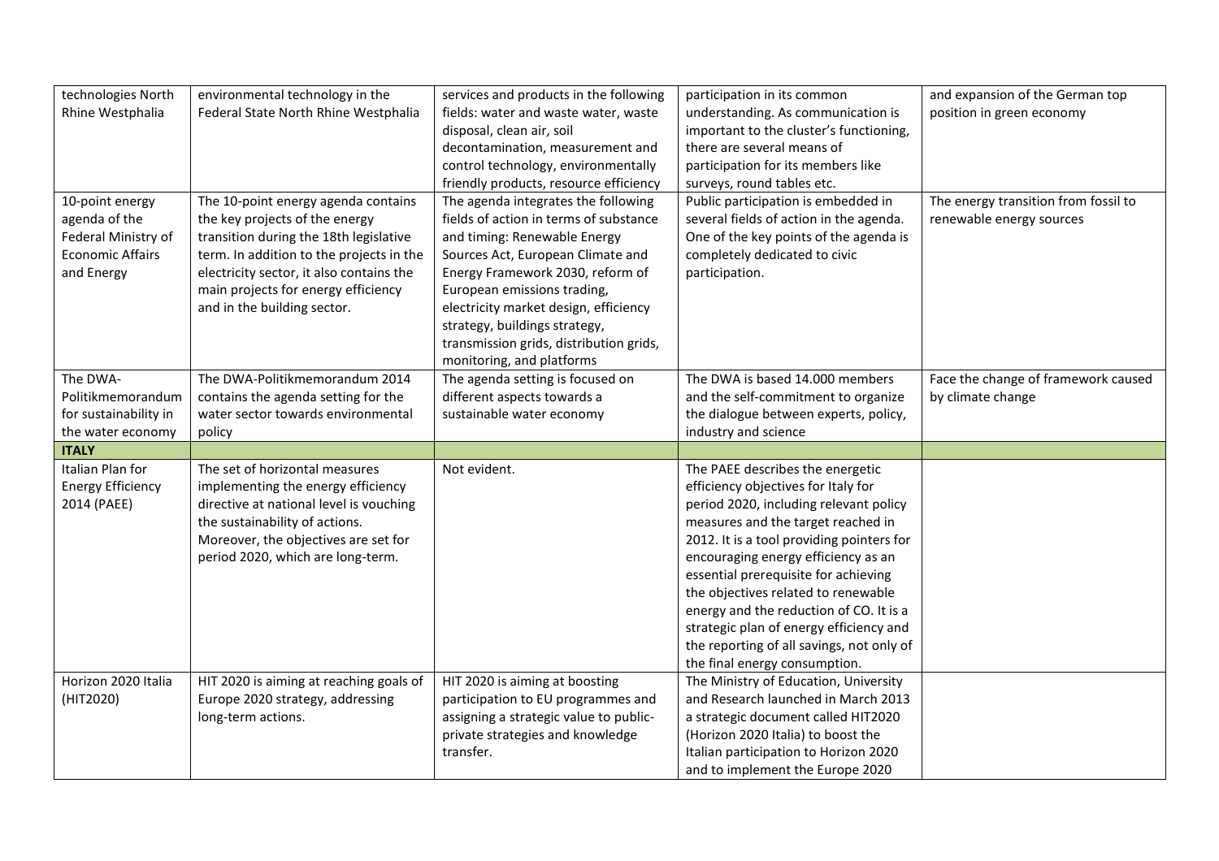| technologies North Rhine Westphalia | environmental technology in the Federal State North Rhine Westphalia | services and products in the following fields: water and waste water, waste disposal, clean air, soil decontamination, measurement and control technology, environmentally friendly products, resource efficiency | participation in its common understanding. As communication is important to the cluster's functioning, there are several means of participation for its members like surveys, round tables etc. | and expansion of the German top position in green economy |
|---|---|---|---|---|
| 10-point energy agenda of the Federal Ministry of Economic Affairs and Energy | The 10-point energy agenda contains the key projects of the energy transition during the 18th legislative term. In addition to the projects in the electricity sector, it also contains the main projects for energy efficiency and in the building sector. | The agenda integrates the following fields of action in terms of substance and timing: Renewable Energy Sources Act, European Climate and Energy Framework 2030, reform of European emissions trading, electricity market design, efficiency strategy, buildings strategy, transmission grids, distribution grids, monitoring, and platforms | Public participation is embedded in several fields of action in the agenda. One of the key points of the agenda is completely dedicated to civic participation. | The energy transition from fossil to renewable energy sources |
| The DWA-Politikmemorandum for sustainability in the water economy | The DWA-Politikmemorandum 2014 contains the agenda setting for the water sector towards environmental policy | The agenda setting is focused on different aspects towards a sustainable water economy | The DWA is based 14.000 members and the self-commitment to organize the dialogue between experts, policy, industry and science | Face the change of framework caused by climate change |
| **ITALY** | | | | |
| Italian Plan for Energy Efficiency 2014 (PAEE) | The set of horizontal measures implementing the energy efficiency directive at national level is vouching the sustainability of actions. Moreover, the objectives are set for period 2020, which are long-term. | Not evident. | The PAEE describes the energetic efficiency objectives for Italy for period 2020, including relevant policy measures and the target reached in 2012. It is a tool providing pointers for encouraging energy efficiency as an essential prerequisite for achieving the objectives related to renewable energy and the reduction of CO. It is a strategic plan of energy efficiency and the reporting of all savings, not only of the final energy consumption. | |
| Horizon 2020 Italia (HIT2020) | HIT 2020 is aiming at reaching goals of Europe 2020 strategy, addressing long-term actions. | HIT 2020 is aiming at boosting participation to EU programmes and assigning a strategic value to public-private strategies and knowledge transfer. | The Ministry of Education, University and Research launched in March 2013 a strategic document called HIT2020 (Horizon 2020 Italia) to boost the Italian participation to Horizon 2020 and to implement the Europe 2020 | |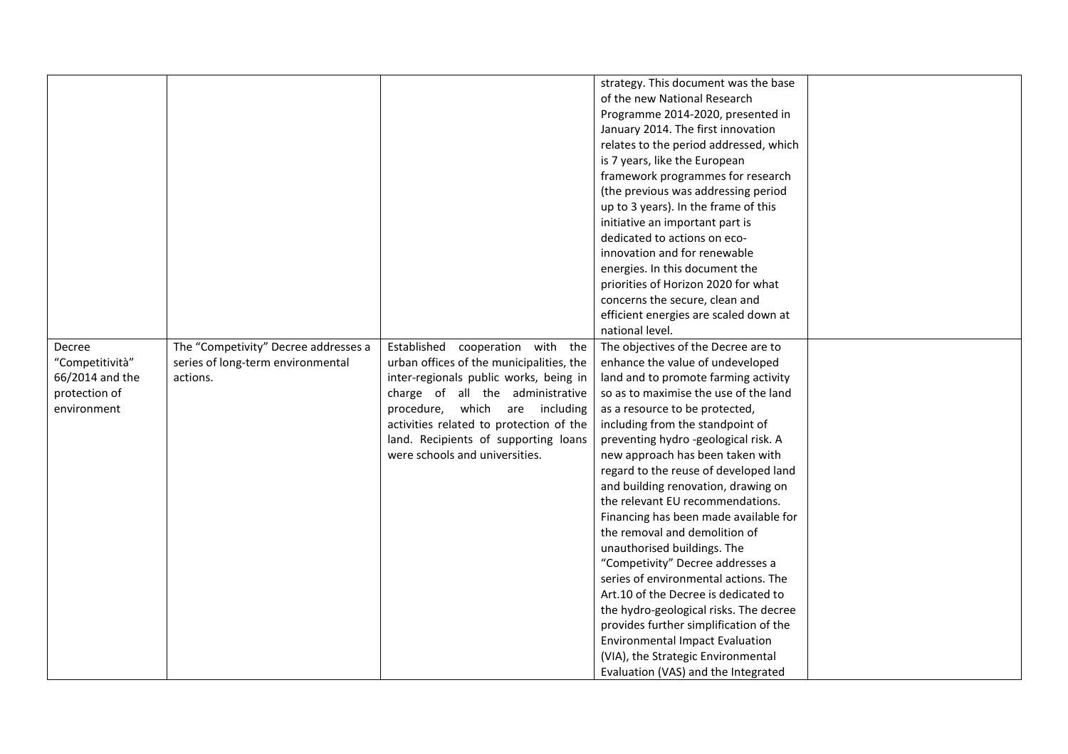| | | | | |
|---|---|---|---|---|
| | | | strategy. This document was the base of the new National Research Programme 2014-2020, presented in January 2014. The first innovation relates to the period addressed, which is 7 years, like the European framework programmes for research (the previous was addressing period up to 3 years). In the frame of this initiative an important part is dedicated to actions on eco-innovation and for renewable energies. In this document the priorities of Horizon 2020 for what concerns the secure, clean and efficient energies are scaled down at national level. | |
| Decree "Competitività" 66/2014 and the protection of environment | The "Competivity" Decree addresses a series of long-term environmental actions. | Established cooperation with the urban offices of the municipalities, the inter-regionals public works, being in charge of all the administrative procedure, which are including activities related to protection of the land. Recipients of supporting loans were schools and universities. | The objectives of the Decree are to enhance the value of undeveloped land and to promote farming activity so as to maximise the use of the land as a resource to be protected, including from the standpoint of preventing hydro -geological risk. A new approach has been taken with regard to the reuse of developed land and building renovation, drawing on the relevant EU recommendations. Financing has been made available for the removal and demolition of unauthorised buildings. The "Competivity" Decree addresses a series of environmental actions. The Art.10 of the Decree is dedicated to the hydro-geological risks. The decree provides further simplification of the Environmental Impact Evaluation (VIA), the Strategic Environmental Evaluation (VAS) and the Integrated | |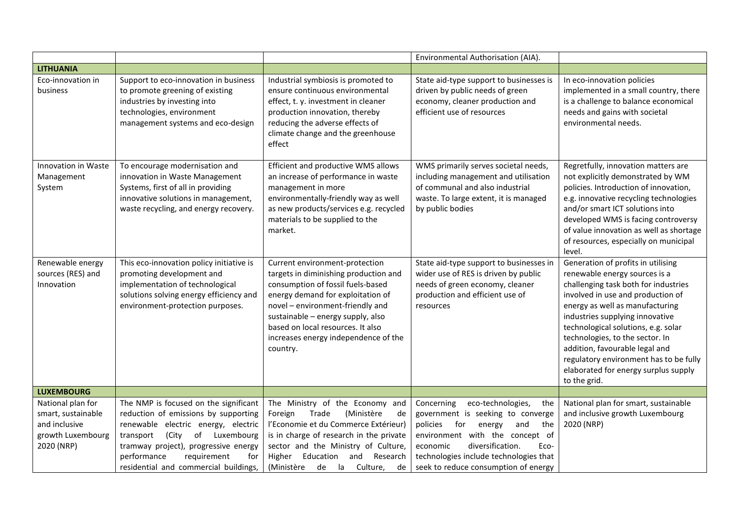| | | | | |
|---|---|---|---|---|
| | | | Environmental Authorisation (AIA). | |
| **LITHUANIA** | | | | |
| Eco-innovation in business | Support to eco-innovation in business to promote greening of existing industries by investing into technologies, environment management systems and eco-design | Industrial symbiosis is promoted to ensure continuous environmental effect, t. y. investment in cleaner production innovation, thereby reducing the adverse effects of climate change and the greenhouse effect | State aid-type support to businesses is driven by public needs of green economy, cleaner production and efficient use of resources | In eco-innovation policies implemented in a small country, there is a challenge to balance economical needs and gains with societal environmental needs. |
| Innovation in Waste Management System | To encourage modernisation and innovation in Waste Management Systems, first of all in providing innovative solutions in management, waste recycling, and energy recovery. | Efficient and productive WMS allows an increase of performance in waste management in more environmentally-friendly way as well as new products/services e.g. recycled materials to be supplied to the market. | WMS primarily serves societal needs, including management and utilisation of communal and also industrial waste. To large extent, it is managed by public bodies | Regretfully, innovation matters are not explicitly demonstrated by WM policies. Introduction of innovation, e.g. innovative recycling technologies and/or smart ICT solutions into developed WMS is facing controversy of value innovation as well as shortage of resources, especially on municipal level. |
| Renewable energy sources (RES) and Innovation | This eco-innovation policy initiative is promoting development and implementation of technological solutions solving energy efficiency and environment-protection purposes. | Current environment-protection targets in diminishing production and consumption of fossil fuels-based energy demand for exploitation of novel – environment-friendly and sustainable – energy supply, also based on local resources. It also increases energy independence of the country. | State aid-type support to businesses in wider use of RES is driven by public needs of green economy, cleaner production and efficient use of resources | Generation of profits in utilising renewable energy sources is a challenging task both for industries involved in use and production of energy as well as manufacturing industries supplying innovative technological solutions, e.g. solar technologies, to the sector. In addition, favourable legal and regulatory environment has to be fully elaborated for energy surplus supply to the grid. |
| **LUXEMBOURG** | | | | |
| National plan for smart, sustainable and inclusive growth Luxembourg 2020 (NRP) | The NMP is focused on the significant reduction of emissions by supporting renewable electric energy, electric transport (City of Luxembourg tramway project), progressive energy performance requirement for residential and commercial buildings, | The Ministry of the Economy and Foreign Trade (Ministère de l'Economie et du Commerce Extérieur) is in charge of research in the private sector and the Ministry of Culture, Higher Education and Research (Ministère de la Culture, de | Concerning eco-technologies, the government is seeking to converge policies for energy and the environment with the concept of economic diversification. Eco-technologies include technologies that seek to reduce consumption of energy | National plan for smart, sustainable and inclusive growth Luxembourg 2020 (NRP) |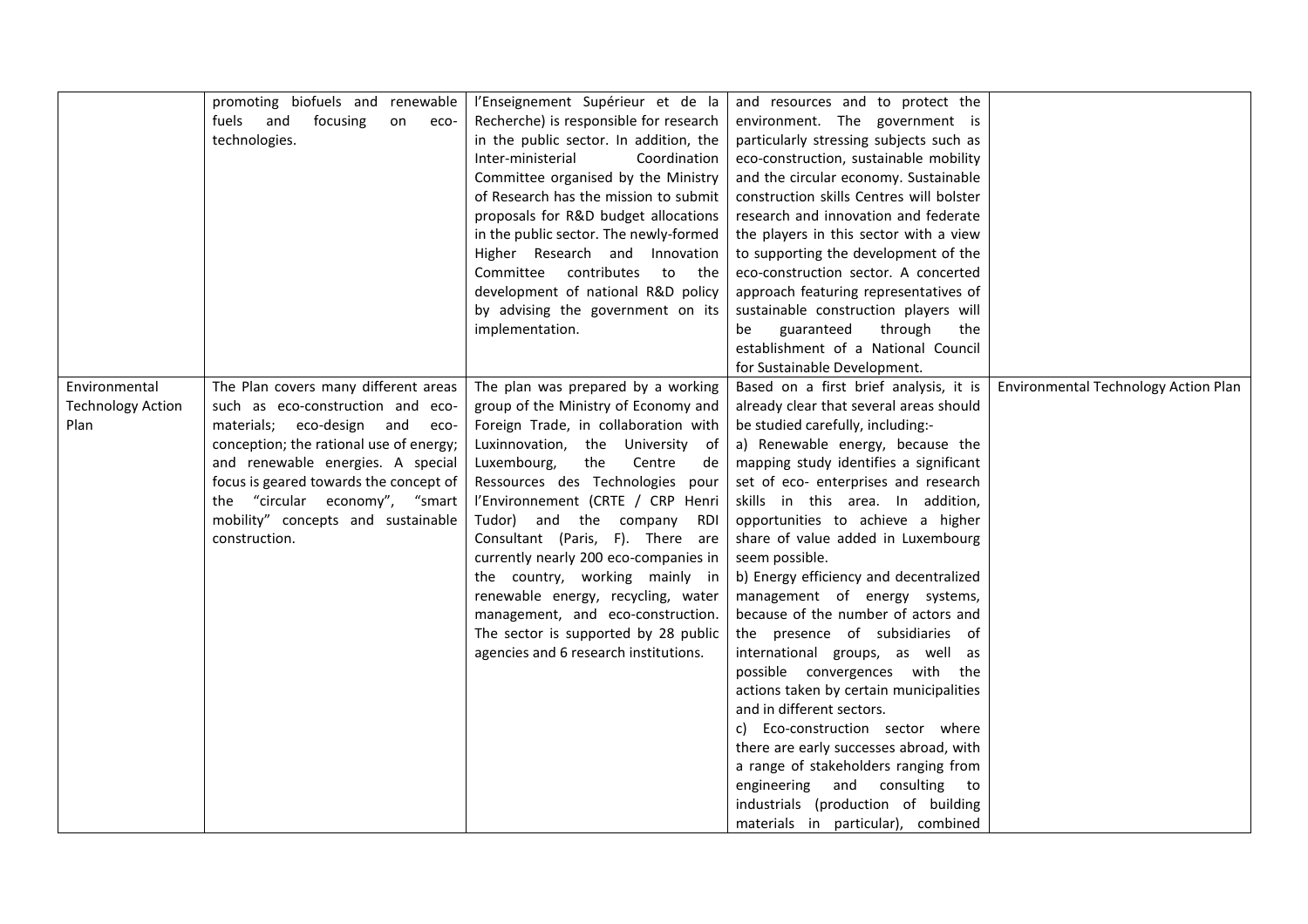| | | | | |
|---|---|---|---|---|
| | promoting biofuels and renewable fuels and focusing on eco-technologies. | l'Enseignement Supérieur et de la Recherche) is responsible for research in the public sector. In addition, the Inter-ministerial Coordination Committee organised by the Ministry of Research has the mission to submit proposals for R&D budget allocations in the public sector. The newly-formed Higher Research and Innovation Committee contributes to the development of national R&D policy by advising the government on its implementation. | and resources and to protect the environment. The government is particularly stressing subjects such as eco-construction, sustainable mobility and the circular economy. Sustainable construction skills Centres will bolster research and innovation and federate the players in this sector with a view to supporting the development of the eco-construction sector. A concerted approach featuring representatives of sustainable construction players will be guaranteed through the establishment of a National Council for Sustainable Development. | |
| Environmental Technology Action Plan | The Plan covers many different areas such as eco-construction and eco-materials; eco-design and eco-conception; the rational use of energy; and renewable energies. A special focus is geared towards the concept of the "circular economy", "smart mobility" concepts and sustainable construction. | The plan was prepared by a working group of the Ministry of Economy and Foreign Trade, in collaboration with Luxinnovation, the University of Luxembourg, the Centre de Ressources des Technologies pour l'Environnement (CRTE / CRP Henri Tudor) and the company RDI Consultant (Paris, F). There are currently nearly 200 eco-companies in the country, working mainly in renewable energy, recycling, water management, and eco-construction. The sector is supported by 28 public agencies and 6 research institutions. | Based on a first brief analysis, it is already clear that several areas should be studied carefully, including:-<br>a) Renewable energy, because the mapping study identifies a significant set of eco- enterprises and research skills in this area. In addition, opportunities to achieve a higher share of value added in Luxembourg seem possible.<br>b) Energy efficiency and decentralized management of energy systems, because of the number of actors and the presence of subsidiaries of international groups, as well as possible convergences with the actions taken by certain municipalities and in different sectors.<br>c) Eco-construction sector where there are early successes abroad, with a range of stakeholders ranging from engineering and consulting to industrials (production of building materials in particular), combined | Environmental Technology Action Plan |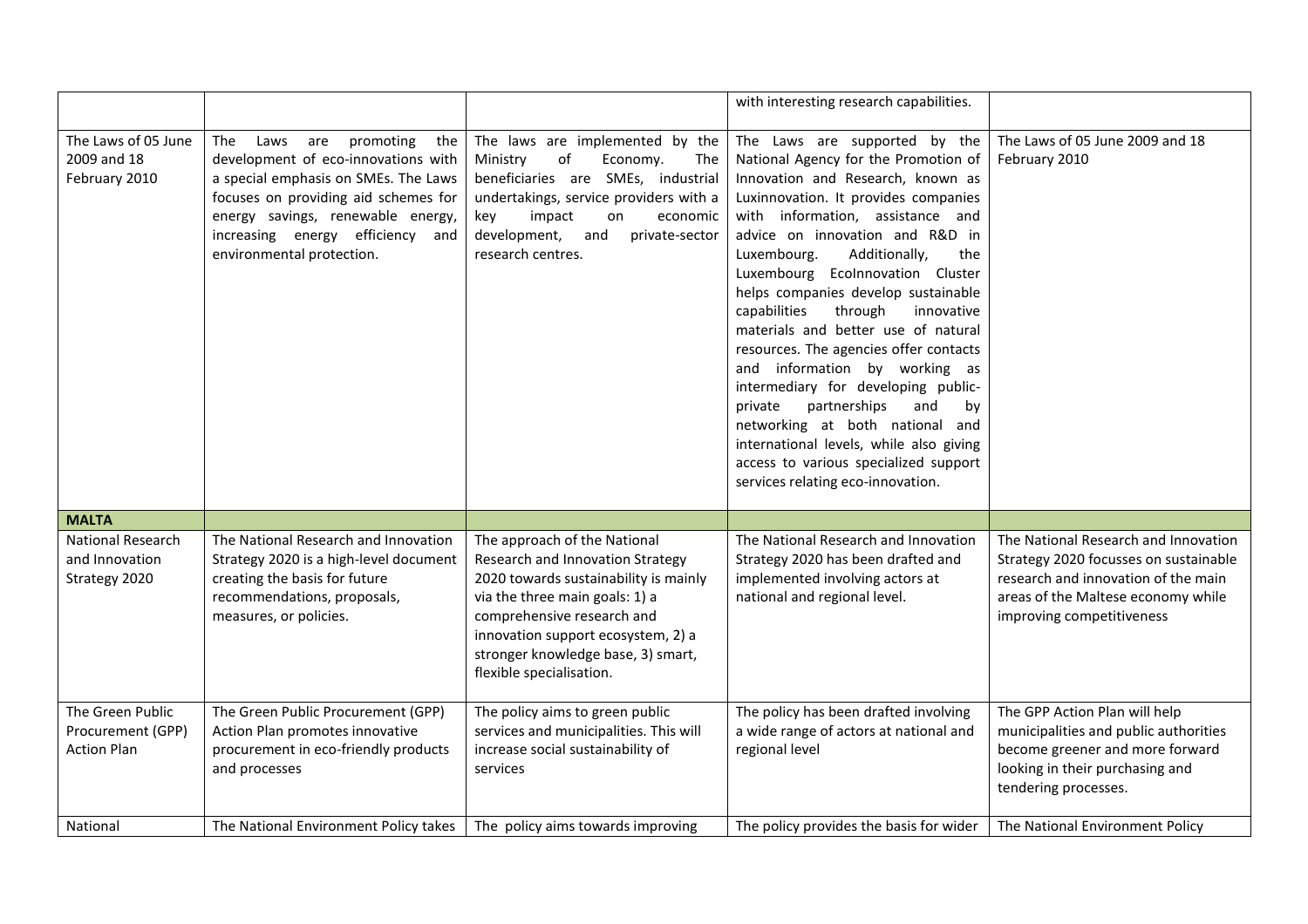| | | | | |
|---|---|---|---|---|
| | | | with interesting research capabilities. | |
| The Laws of 05 June 2009 and 18 February 2010 | The Laws are promoting the development of eco-innovations with a special emphasis on SMEs. The Laws focuses on providing aid schemes for energy savings, renewable energy, increasing energy efficiency and environmental protection. | The laws are implemented by the Ministry of Economy. The beneficiaries are SMEs, industrial undertakings, service providers with a key impact on economic development, and private-sector research centres. | The Laws are supported by the National Agency for the Promotion of Innovation and Research, known as Luxinnovation. It provides companies with information, assistance and advice on innovation and R&D in Luxembourg. Additionally, the Luxembourg EcoInnovation Cluster helps companies develop sustainable capabilities through innovative materials and better use of natural resources. The agencies offer contacts and information by working as intermediary for developing public-private partnerships and by networking at both national and international levels, while also giving access to various specialized support services relating eco-innovation. | The Laws of 05 June 2009 and 18 February 2010 |
| **MALTA** | | | | |
| National Research and Innovation Strategy 2020 | The National Research and Innovation Strategy 2020 is a high-level document creating the basis for future recommendations, proposals, measures, or policies. | The approach of the National Research and Innovation Strategy 2020 towards sustainability is mainly via the three main goals: 1) a comprehensive research and innovation support ecosystem, 2) a stronger knowledge base, 3) smart, flexible specialisation. | The National Research and Innovation Strategy 2020 has been drafted and implemented involving actors at national and regional level. | The National Research and Innovation Strategy 2020 focusses on sustainable research and innovation of the main areas of the Maltese economy while improving competitiveness |
| The Green Public Procurement (GPP) Action Plan | The Green Public Procurement (GPP) Action Plan promotes innovative procurement in eco-friendly products and processes | The policy aims to green public services and municipalities. This will increase social sustainability of services | The policy has been drafted involving a wide range of actors at national and regional level | The GPP Action Plan will help municipalities and public authorities become greener and more forward looking in their purchasing and tendering processes. |
| National | The National Environment Policy takes | The policy aims towards improving | The policy provides the basis for wider | The National Environment Policy |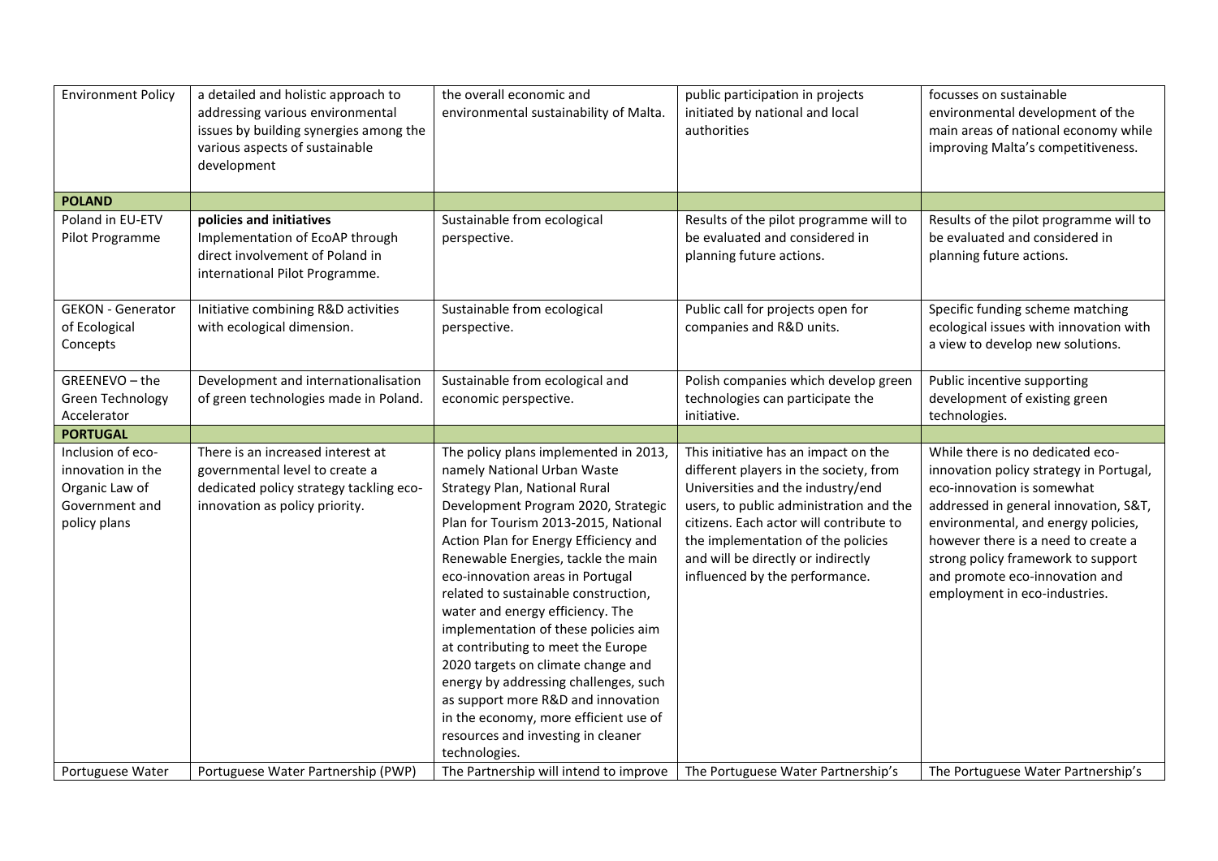| Environment Policy | a detailed and holistic approach to addressing various environmental issues by building synergies among the various aspects of sustainable development | the overall economic and environmental sustainability of Malta. | public participation in projects initiated by national and local authorities | focusses on sustainable environmental development of the main areas of national economy while improving Malta's competitiveness. |
|---|---|---|---|---|
| **POLAND** | | | | |
| Poland in EU-ETV Pilot Programme | **policies and initiatives** Implementation of EcoAP through direct involvement of Poland in international Pilot Programme. | Sustainable from ecological perspective. | Results of the pilot programme will to be evaluated and considered in planning future actions. | Results of the pilot programme will to be evaluated and considered in planning future actions. |
| GEKON - Generator of Ecological Concepts | Initiative combining R&D activities with ecological dimension. | Sustainable from ecological perspective. | Public call for projects open for companies and R&D units. | Specific funding scheme matching ecological issues with innovation with a view to develop new solutions. |
| GREENEVO – the Green Technology Accelerator | Development and internationalisation of green technologies made in Poland. | Sustainable from ecological and economic perspective. | Polish companies which develop green technologies can participate the initiative. | Public incentive supporting development of existing green technologies. |
| **PORTUGAL** | | | | |
| Inclusion of eco-innovation in the Organic Law of Government and policy plans | There is an increased interest at governmental level to create a dedicated policy strategy tackling eco-innovation as policy priority. | The policy plans implemented in 2013, namely National Urban Waste Strategy Plan, National Rural Development Program 2020, Strategic Plan for Tourism 2013-2015, National Action Plan for Energy Efficiency and Renewable Energies, tackle the main eco-innovation areas in Portugal related to sustainable construction, water and energy efficiency. The implementation of these policies aim at contributing to meet the Europe 2020 targets on climate change and energy by addressing challenges, such as support more R&D and innovation in the economy, more efficient use of resources and investing in cleaner technologies. | This initiative has an impact on the different players in the society, from Universities and the industry/end users, to public administration and the citizens. Each actor will contribute to the implementation of the policies and will be directly or indirectly influenced by the performance. | While there is no dedicated eco-innovation policy strategy in Portugal, eco-innovation is somewhat addressed in general innovation, S&T, environmental, and energy policies, however there is a need to create a strong policy framework to support and promote eco-innovation and employment in eco-industries. |
| Portuguese Water | Portuguese Water Partnership (PWP) | The Partnership will intend to improve | The Portuguese Water Partnership's | The Portuguese Water Partnership's |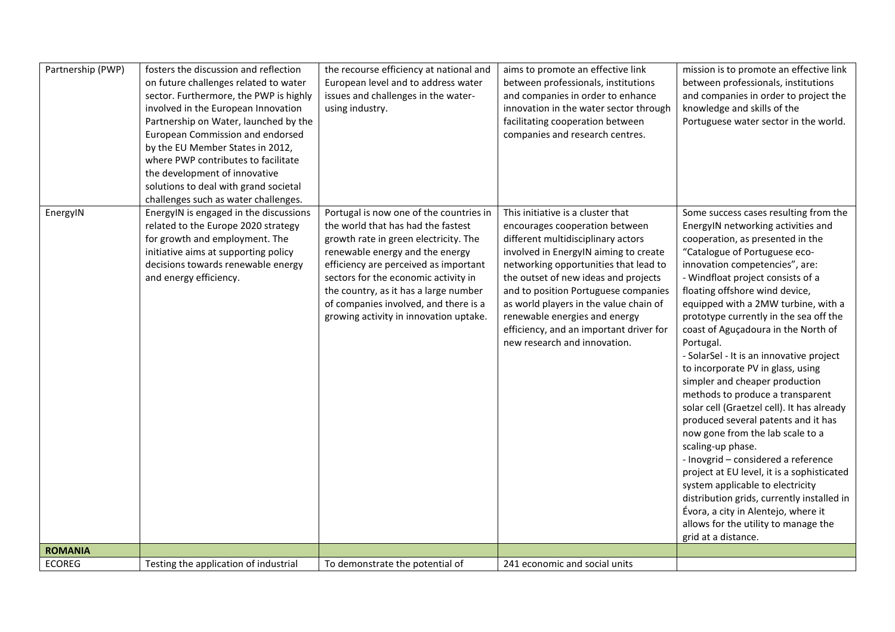| Partnership (PWP) | fosters the discussion and reflection on future challenges related to water sector. Furthermore, the PWP is highly involved in the European Innovation Partnership on Water, launched by the European Commission and endorsed by the EU Member States in 2012, where PWP contributes to facilitate the development of innovative solutions to deal with grand societal challenges such as water challenges. | the recourse efficiency at national and European level and to address water issues and challenges in the water-using industry. | aims to promote an effective link between professionals, institutions and companies in order to enhance innovation in the water sector through facilitating cooperation between companies and research centres. | mission is to promote an effective link between professionals, institutions and companies in order to project the knowledge and skills of the Portuguese water sector in the world. |
|---|---|---|---|---|
| EnergyIN | EnergyIN is engaged in the discussions related to the Europe 2020 strategy for growth and employment. The initiative aims at supporting policy decisions towards renewable energy and energy efficiency. | Portugal is now one of the countries in the world that has had the fastest growth rate in green electricity. The renewable energy and the energy efficiency are perceived as important sectors for the economic activity in the country, as it has a large number of companies involved, and there is a growing activity in innovation uptake. | This initiative is a cluster that encourages cooperation between different multidisciplinary actors involved in EnergyIN aiming to create networking opportunities that lead to the outset of new ideas and projects and to position Portuguese companies as world players in the value chain of renewable energies and energy efficiency, and an important driver for new research and innovation. | Some success cases resulting from the EnergyIN networking activities and cooperation, as presented in the "Catalogue of Portuguese eco-innovation competencies", are:<br>- Windfloat project consists of a floating offshore wind device, equipped with a 2MW turbine, with a prototype currently in the sea off the coast of Aguçadoura in the North of Portugal.<br>- SolarSel - It is an innovative project to incorporate PV in glass, using simpler and cheaper production methods to produce a transparent solar cell (Graetzel cell). It has already produced several patents and it has now gone from the lab scale to a scaling-up phase.<br>- Inovgrid – considered a reference project at EU level, it is a sophisticated system applicable to electricity distribution grids, currently installed in Évora, a city in Alentejo, where it allows for the utility to manage the grid at a distance. |
| **ROMANIA** | | | | |
| ECOREG | Testing the application of industrial | To demonstrate the potential of | 241 economic and social units | |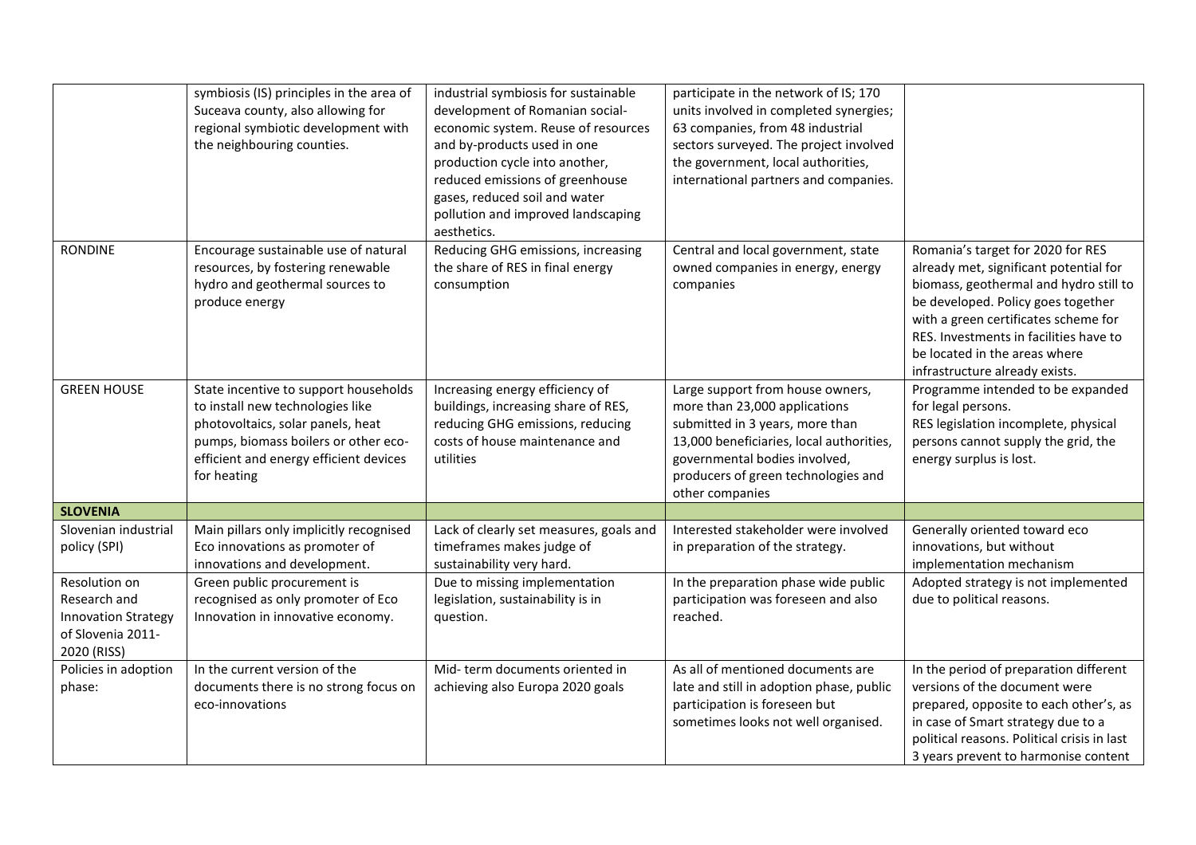| | | | | |
|---|---|---|---|---|
| | symbiosis (IS) principles in the area of Suceava county, also allowing for regional symbiotic development with the neighbouring counties. | industrial symbiosis for sustainable development of Romanian social-economic system. Reuse of resources and by-products used in one production cycle into another, reduced emissions of greenhouse gases, reduced soil and water pollution and improved landscaping aesthetics. | participate in the network of IS; 170 units involved in completed synergies; 63 companies, from 48 industrial sectors surveyed. The project involved the government, local authorities, international partners and companies. | |
| RONDINE | Encourage sustainable use of natural resources, by fostering renewable hydro and geothermal sources to produce energy | Reducing GHG emissions, increasing the share of RES in final energy consumption | Central and local government, state owned companies in energy, energy companies | Romania's target for 2020 for RES already met, significant potential for biomass, geothermal and hydro still to be developed. Policy goes together with a green certificates scheme for RES. Investments in facilities have to be located in the areas where infrastructure already exists. |
| GREEN HOUSE | State incentive to support households to install new technologies like photovoltaics, solar panels, heat pumps, biomass boilers or other eco-efficient and energy efficient devices for heating | Increasing energy efficiency of buildings, increasing share of RES, reducing GHG emissions, reducing costs of house maintenance and utilities | Large support from house owners, more than 23,000 applications submitted in 3 years, more than 13,000 beneficiaries, local authorities, governmental bodies involved, producers of green technologies and other companies | Programme intended to be expanded for legal persons. RES legislation incomplete, physical persons cannot supply the grid, the energy surplus is lost. |
| **SLOVENIA** | | | | |
| Slovenian industrial policy (SPI) | Main pillars only implicitly recognised Eco innovations as promoter of innovations and development. | Lack of clearly set measures, goals and timeframes makes judge of sustainability very hard. | Interested stakeholder were involved in preparation of the strategy. | Generally oriented toward eco innovations, but without implementation mechanism |
| Resolution on Research and Innovation Strategy of Slovenia 2011-2020 (RISS) | Green public procurement is recognised as only promoter of Eco Innovation in innovative economy. | Due to missing implementation legislation, sustainability is in question. | In the preparation phase wide public participation was foreseen and also reached. | Adopted strategy is not implemented due to political reasons. |
| Policies in adoption phase: | In the current version of the documents there is no strong focus on eco-innovations | Mid- term documents oriented in achieving also Europa 2020 goals | As all of mentioned documents are late and still in adoption phase, public participation is foreseen but sometimes looks not well organised. | In the period of preparation different versions of the document were prepared, opposite to each other's, as in case of Smart strategy due to a political reasons. Political crisis in last 3 years prevent to harmonise content |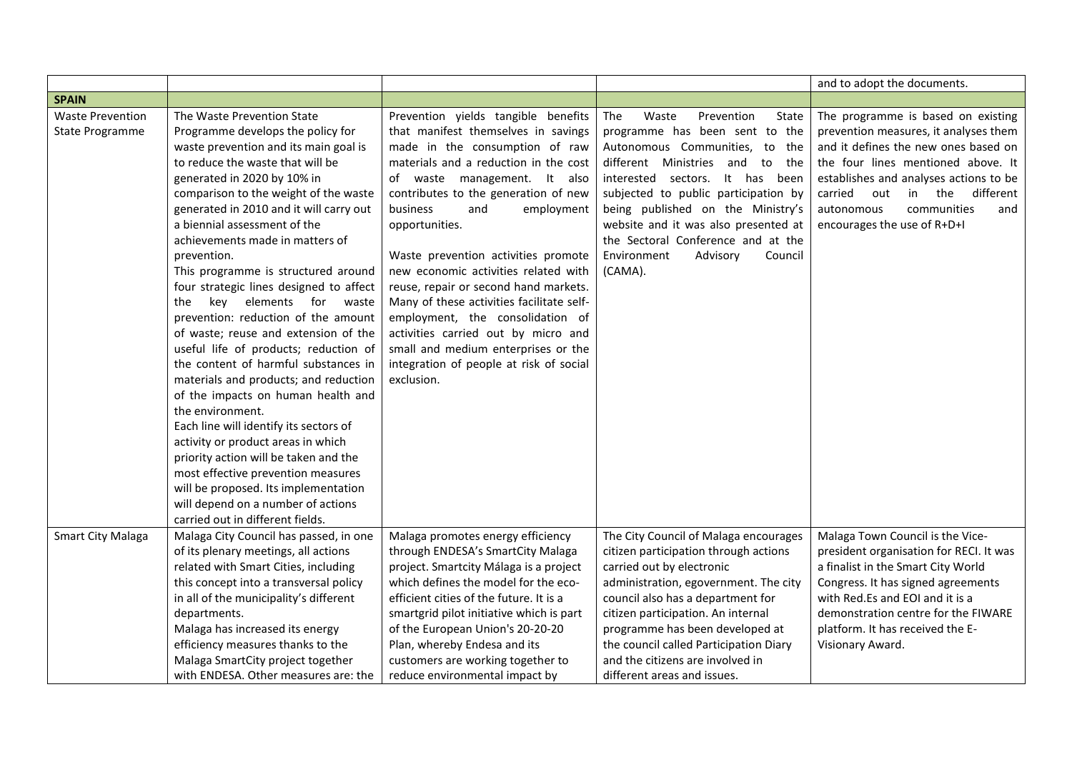| | | | | |
|---|---|---|---|---|
| | | | | and to adopt the documents. |
| **SPAIN** | | | | |
| Waste Prevention State Programme | The Waste Prevention State Programme develops the policy for waste prevention and its main goal is to reduce the waste that will be generated in 2020 by 10% in comparison to the weight of the waste generated in 2010 and it will carry out a biennial assessment of the achievements made in matters of prevention.<br>This programme is structured around four strategic lines designed to affect the key elements for waste prevention: reduction of the amount of waste; reuse and extension of the useful life of products; reduction of the content of harmful substances in materials and products; and reduction of the impacts on human health and the environment.<br>Each line will identify its sectors of activity or product areas in which priority action will be taken and the most effective prevention measures will be proposed. Its implementation will depend on a number of actions carried out in different fields. | Prevention yields tangible benefits that manifest themselves in savings made in the consumption of raw materials and a reduction in the cost of waste management. It also contributes to the generation of new business and employment opportunities.<br><br>Waste prevention activities promote new economic activities related with reuse, repair or second hand markets. Many of these activities facilitate self-employment, the consolidation of activities carried out by micro and small and medium enterprises or the integration of people at risk of social exclusion. | The Waste Prevention State programme has been sent to the Autonomous Communities, to the different Ministries and to the interested sectors. It has been subjected to public participation by being published on the Ministry's website and it was also presented at the Sectoral Conference and at the Environment Advisory Council (CAMA). | The programme is based on existing prevention measures, it analyses them and it defines the new ones based on the four lines mentioned above. It establishes and analyses actions to be carried out in the different autonomous communities and encourages the use of R+D+I |
| Smart City Malaga | Malaga City Council has passed, in one of its plenary meetings, all actions related with Smart Cities, including this concept into a transversal policy in all of the municipality's different departments.<br>Malaga has increased its energy efficiency measures thanks to the Malaga SmartCity project together with ENDESA. Other measures are: the | Malaga promotes energy efficiency through ENDESA's SmartCity Malaga project. Smartcity Málaga is a project which defines the model for the eco-efficient cities of the future. It is a smartgrid pilot initiative which is part of the European Union's 20-20-20 Plan, whereby Endesa and its customers are working together to reduce environmental impact by | The City Council of Malaga encourages citizen participation through actions carried out by electronic administration, egovernment. The city council also has a department for citizen participation. An internal programme has been developed at the council called Participation Diary and the citizens are involved in different areas and issues. | Malaga Town Council is the Vice-president organisation for RECI. It was a finalist in the Smart City World Congress. It has signed agreements with Red.Es and EOI and it is a demonstration centre for the FIWARE platform. It has received the E-Visionary Award. |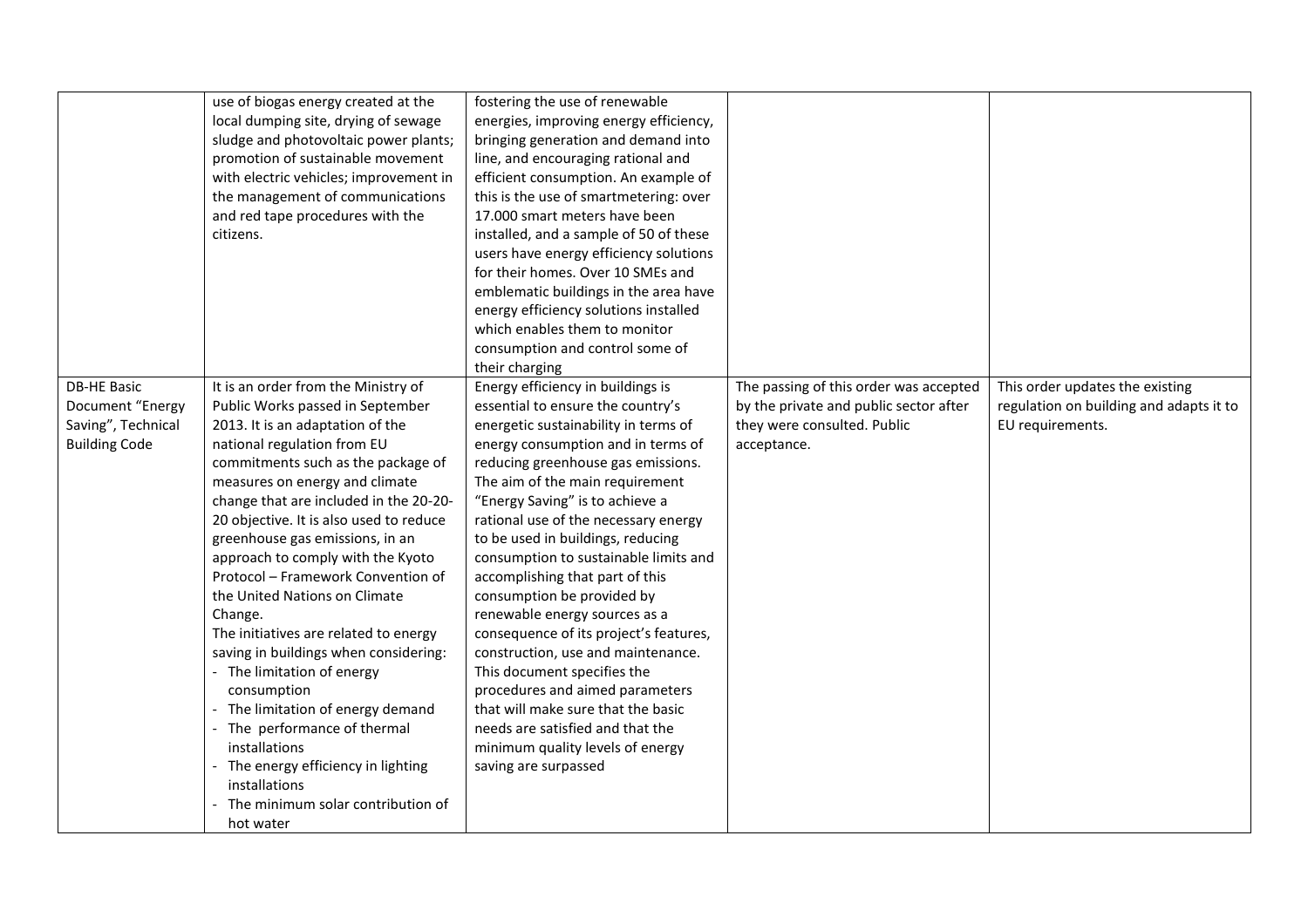| | | | | |
|---|---|---|---|---|
| | use of biogas energy created at the local dumping site, drying of sewage sludge and photovoltaic power plants; promotion of sustainable movement with electric vehicles; improvement in the management of communications and red tape procedures with the citizens. | fostering the use of renewable energies, improving energy efficiency, bringing generation and demand into line, and encouraging rational and efficient consumption. An example of this is the use of smartmetering: over 17.000 smart meters have been installed, and a sample of 50 of these users have energy efficiency solutions for their homes. Over 10 SMEs and emblematic buildings in the area have energy efficiency solutions installed which enables them to monitor consumption and control some of their charging | | |
| DB-HE Basic Document "Energy Saving", Technical Building Code | It is an order from the Ministry of Public Works passed in September 2013. It is an adaptation of the national regulation from EU commitments such as the package of measures on energy and climate change that are included in the 20-20-20 objective. It is also used to reduce greenhouse gas emissions, in an approach to comply with the Kyoto Protocol – Framework Convention of the United Nations on Climate Change.<br>The initiatives are related to energy saving in buildings when considering:<br>- The limitation of energy consumption<br>- The limitation of energy demand<br>- The performance of thermal installations<br>- The energy efficiency in lighting installations<br>- The minimum solar contribution of hot water | Energy efficiency in buildings is essential to ensure the country's energetic sustainability in terms of energy consumption and in terms of reducing greenhouse gas emissions. The aim of the main requirement "Energy Saving" is to achieve a rational use of the necessary energy to be used in buildings, reducing consumption to sustainable limits and accomplishing that part of this consumption be provided by renewable energy sources as a consequence of its project's features, construction, use and maintenance. This document specifies the procedures and aimed parameters that will make sure that the basic needs are satisfied and that the minimum quality levels of energy saving are surpassed | The passing of this order was accepted by the private and public sector after they were consulted. Public acceptance. | This order updates the existing regulation on building and adapts it to EU requirements. |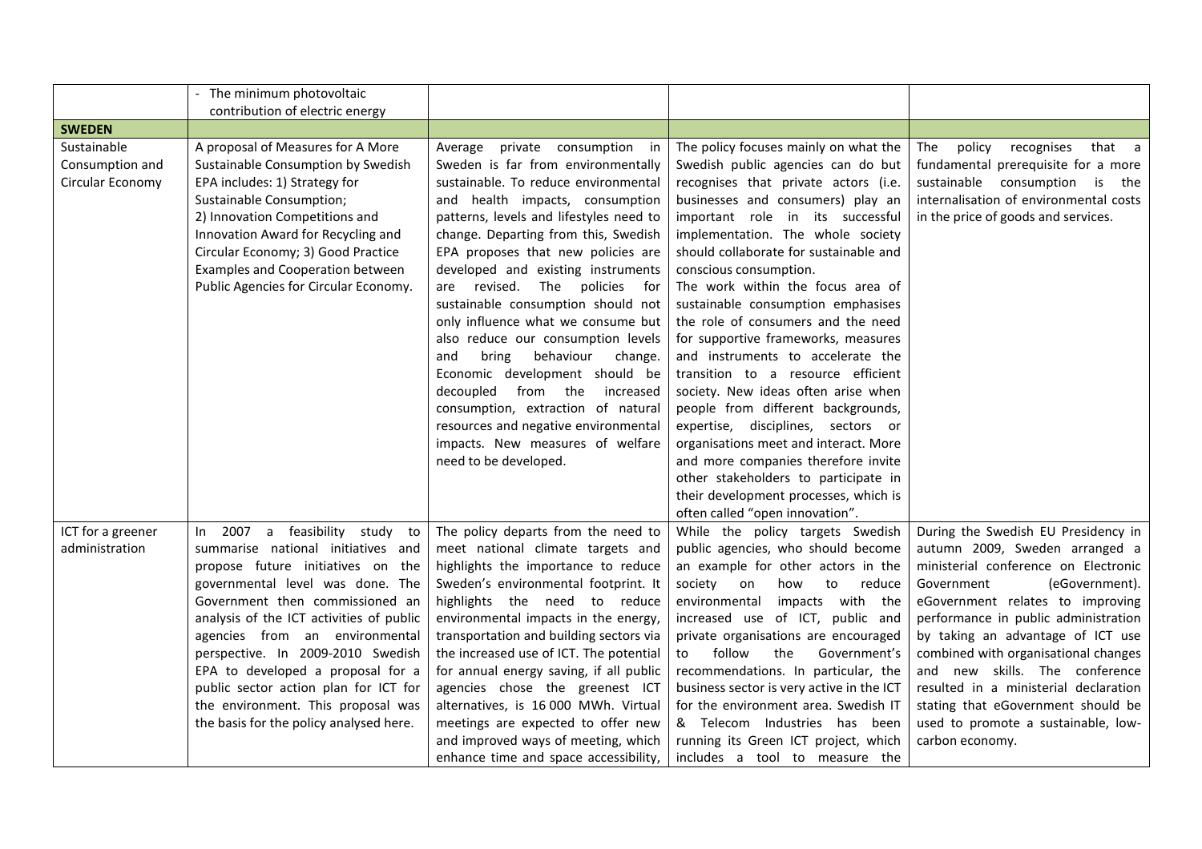| | | | | |
|---|---|---|---|---|
| | - The minimum photovoltaic contribution of electric energy | | | |
| **SWEDEN** | | | | |
| Sustainable Consumption and Circular Economy | A proposal of Measures for A More Sustainable Consumption by Swedish EPA includes: 1) Strategy for Sustainable Consumption; 2) Innovation Competitions and Innovation Award for Recycling and Circular Economy; 3) Good Practice Examples and Cooperation between Public Agencies for Circular Economy. | Average private consumption in Sweden is far from environmentally sustainable. To reduce environmental and health impacts, consumption patterns, levels and lifestyles need to change. Departing from this, Swedish EPA proposes that new policies are developed and existing instruments are revised. The policies for sustainable consumption should not only influence what we consume but also reduce our consumption levels and bring behaviour change. Economic development should be decoupled from the increased consumption, extraction of natural resources and negative environmental impacts. New measures of welfare need to be developed. | The policy focuses mainly on what the Swedish public agencies can do but recognises that private actors (i.e. businesses and consumers) play an important role in its successful implementation. The whole society should collaborate for sustainable and conscious consumption. The work within the focus area of sustainable consumption emphasises the role of consumers and the need for supportive frameworks, measures and instruments to accelerate the transition to a resource efficient society. New ideas often arise when people from different backgrounds, expertise, disciplines, sectors or organisations meet and interact. More and more companies therefore invite other stakeholders to participate in their development processes, which is often called "open innovation". | The policy recognises that a fundamental prerequisite for a more sustainable consumption is the internalisation of environmental costs in the price of goods and services. |
| ICT for a greener administration | In 2007 a feasibility study to summarise national initiatives and propose future initiatives on the governmental level was done. The Government then commissioned an analysis of the ICT activities of public agencies from an environmental perspective. In 2009-2010 Swedish EPA to developed a proposal for a public sector action plan for ICT for the environment. This proposal was the basis for the policy analysed here. | The policy departs from the need to meet national climate targets and highlights the importance to reduce Sweden's environmental footprint. It highlights the need to reduce environmental impacts in the energy, transportation and building sectors via the increased use of ICT. The potential for annual energy saving, if all public agencies chose the greenest ICT alternatives, is 16 000 MWh. Virtual meetings are expected to offer new and improved ways of meeting, which enhance time and space accessibility, | While the policy targets Swedish public agencies, who should become an example for other actors in the society on how to reduce environmental impacts with the increased use of ICT, public and private organisations are encouraged to follow the Government's recommendations. In particular, the business sector is very active in the ICT for the environment area. Swedish IT & Telecom Industries has been running its Green ICT project, which includes a tool to measure the | During the Swedish EU Presidency in autumn 2009, Sweden arranged a ministerial conference on Electronic Government (eGovernment). eGovernment relates to improving performance in public administration by taking an advantage of ICT use combined with organisational changes and new skills. The conference resulted in a ministerial declaration stating that eGovernment should be used to promote a sustainable, low-carbon economy. |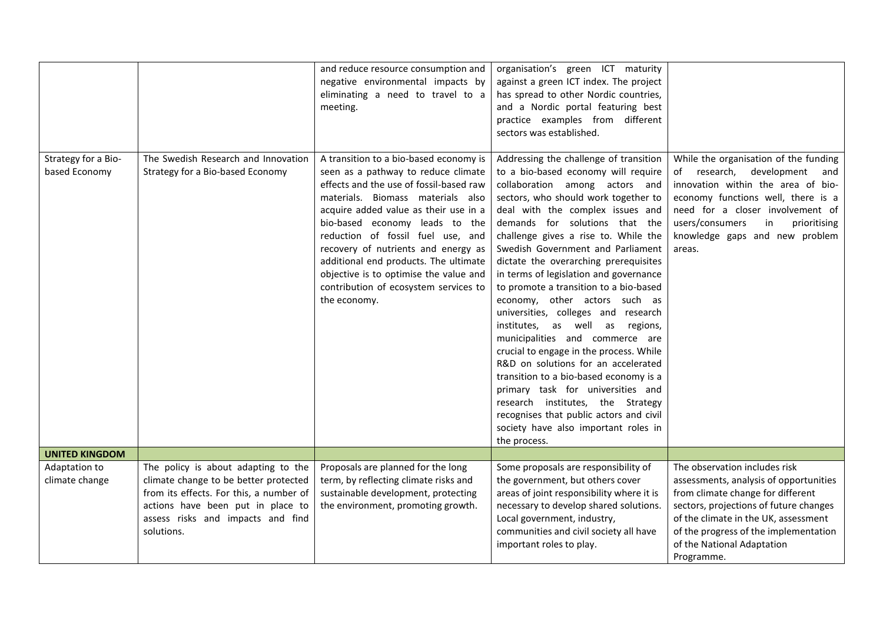| | | | | |
|---|---|---|---|---|
| | | and reduce resource consumption and negative environmental impacts by eliminating a need to travel to a meeting. | organisation's green ICT maturity against a green ICT index. The project has spread to other Nordic countries, and a Nordic portal featuring best practice examples from different sectors was established. | |
| Strategy for a Bio-based Economy | The Swedish Research and Innovation Strategy for a Bio-based Economy | A transition to a bio-based economy is seen as a pathway to reduce climate effects and the use of fossil-based raw materials. Biomass materials also acquire added value as their use in a bio-based economy leads to the reduction of fossil fuel use, and recovery of nutrients and energy as additional end products. The ultimate objective is to optimise the value and contribution of ecosystem services to the economy. | Addressing the challenge of transition to a bio-based economy will require collaboration among actors and sectors, who should work together to deal with the complex issues and demands for solutions that the challenge gives a rise to. While the Swedish Government and Parliament dictate the overarching prerequisites in terms of legislation and governance to promote a transition to a bio-based economy, other actors such as universities, colleges and research institutes, as well as regions, municipalities and commerce are crucial to engage in the process. While R&D on solutions for an accelerated transition to a bio-based economy is a primary task for universities and research institutes, the Strategy recognises that public actors and civil society have also important roles in the process. | While the organisation of the funding of research, development and innovation within the area of bio-economy functions well, there is a need for a closer involvement of users/consumers in prioritising knowledge gaps and new problem areas. |
| **UNITED KINGDOM** | | | | |
| Adaptation to climate change | The policy is about adapting to the climate change to be better protected from its effects. For this, a number of actions have been put in place to assess risks and impacts and find solutions. | Proposals are planned for the long term, by reflecting climate risks and sustainable development, protecting the environment, promoting growth. | Some proposals are responsibility of the government, but others cover areas of joint responsibility where it is necessary to develop shared solutions. Local government, industry, communities and civil society all have important roles to play. | The observation includes risk assessments, analysis of opportunities from climate change for different sectors, projections of future changes of the climate in the UK, assessment of the progress of the implementation of the National Adaptation Programme. |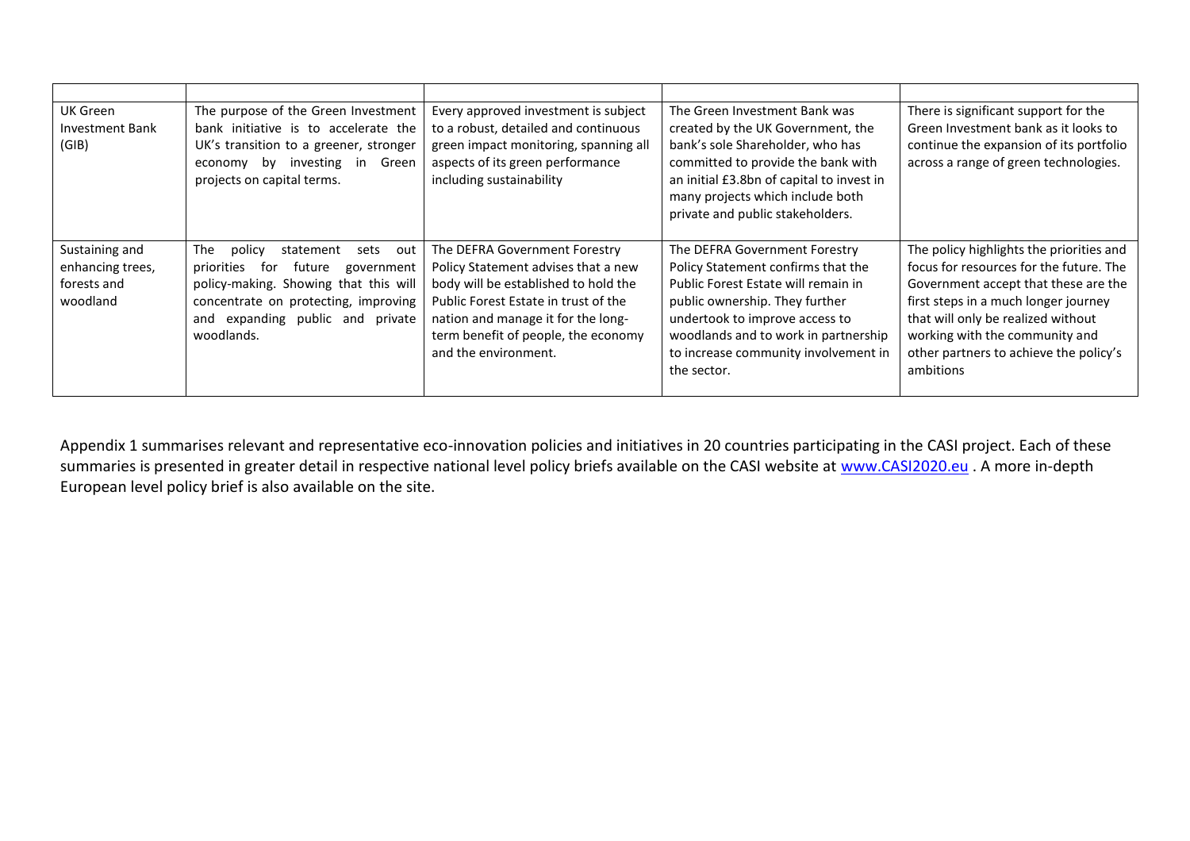| | | | | |
|---|---|---|---|---|
| UK Green Investment Bank (GIB) | The purpose of the Green Investment bank initiative is to accelerate the UK's transition to a greener, stronger economy by investing in Green projects on capital terms. | Every approved investment is subject to a robust, detailed and continuous green impact monitoring, spanning all aspects of its green performance including sustainability | The Green Investment Bank was created by the UK Government, the bank's sole Shareholder, who has committed to provide the bank with an initial £3.8bn of capital to invest in many projects which include both private and public stakeholders. | There is significant support for the Green Investment bank as it looks to continue the expansion of its portfolio across a range of green technologies. |
| Sustaining and enhancing trees, forests and woodland | The policy statement sets out priorities for future government policy-making. Showing that this will concentrate on protecting, improving and expanding public and private woodlands. | The DEFRA Government Forestry Policy Statement advises that a new body will be established to hold the Public Forest Estate in trust of the nation and manage it for the long-term benefit of people, the economy and the environment. | The DEFRA Government Forestry Policy Statement confirms that the Public Forest Estate will remain in public ownership. They further undertook to improve access to woodlands and to work in partnership to increase community involvement in the sector. | The policy highlights the priorities and focus for resources for the future. The Government accept that these are the first steps in a much longer journey that will only be realized without working with the community and other partners to achieve the policy's ambitions |

Appendix 1 summarises relevant and representative eco-innovation policies and initiatives in 20 countries participating in the CASI project. Each of these summaries is presented in greater detail in respective national level policy briefs available on the CASI website at www.CASI2020.eu . A more in-depth European level policy brief is also available on the site.